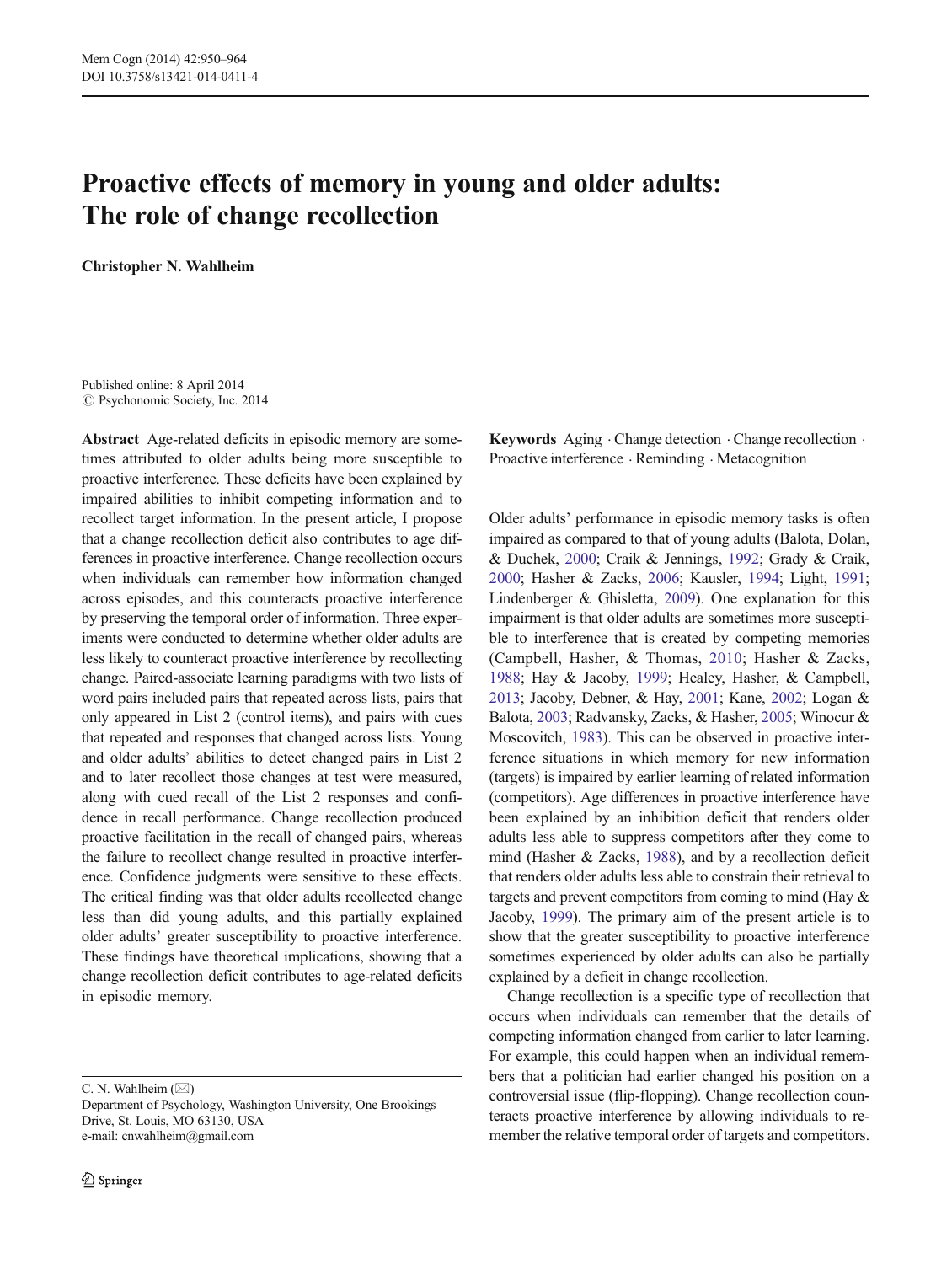# Proactive effects of memory in young and older adults: The role of change recollection

**Christopher N. Wahlheim**

Published online: 8 April 2014
© Psychonomic Society, Inc. 2014

**Abstract** Age-related deficits in episodic memory are sometimes attributed to older adults being more susceptible to proactive interference. These deficits have been explained by impaired abilities to inhibit competing information and to recollect target information. In the present article, I propose that a change recollection deficit also contributes to age differences in proactive interference. Change recollection occurs when individuals can remember how information changed across episodes, and this counteracts proactive interference by preserving the temporal order of information. Three experiments were conducted to determine whether older adults are less likely to counteract proactive interference by recollecting change. Paired-associate learning paradigms with two lists of word pairs included pairs that repeated across lists, pairs that only appeared in List 2 (control items), and pairs with cues that repeated and responses that changed across lists. Young and older adults' abilities to detect changed pairs in List 2 and to later recollect those changes at test were measured, along with cued recall of the List 2 responses and confidence in recall performance. Change recollection produced proactive facilitation in the recall of changed pairs, whereas the failure to recollect change resulted in proactive interference. Confidence judgments were sensitive to these effects. The critical finding was that older adults recollected change less than did young adults, and this partially explained older adults' greater susceptibility to proactive interference. These findings have theoretical implications, showing that a change recollection deficit contributes to age-related deficits in episodic memory.

**Keywords** Aging · Change detection · Change recollection · Proactive interference · Reminding · Metacognition

Older adults' performance in episodic memory tasks is often impaired as compared to that of young adults (Balota, Dolan, & Duchek, 2000; Craik & Jennings, 1992; Grady & Craik, 2000; Hasher & Zacks, 2006; Kausler, 1994; Light, 1991; Lindenberger & Ghisletta, 2009). One explanation for this impairment is that older adults are sometimes more susceptible to interference that is created by competing memories (Campbell, Hasher, & Thomas, 2010; Hasher & Zacks, 1988; Hay & Jacoby, 1999; Healey, Hasher, & Campbell, 2013; Jacoby, Debner, & Hay, 2001; Kane, 2002; Logan & Balota, 2003; Radvansky, Zacks, & Hasher, 2005; Winocur & Moscovitch, 1983). This can be observed in proactive interference situations in which memory for new information (targets) is impaired by earlier learning of related information (competitors). Age differences in proactive interference have been explained by an inhibition deficit that renders older adults less able to suppress competitors after they come to mind (Hasher & Zacks, 1988), and by a recollection deficit that renders older adults less able to constrain their retrieval to targets and prevent competitors from coming to mind (Hay & Jacoby, 1999). The primary aim of the present article is to show that the greater susceptibility to proactive interference sometimes experienced by older adults can also be partially explained by a deficit in change recollection.

Change recollection is a specific type of recollection that occurs when individuals can remember that the details of competing information changed from earlier to later learning. For example, this could happen when an individual remembers that a politician had earlier changed his position on a controversial issue (flip-flopping). Change recollection counteracts proactive interference by allowing individuals to remember the relative temporal order of targets and competitors.

C. N. Wahlheim (✉)
Department of Psychology, Washington University, One Brookings Drive, St. Louis, MO 63130, USA
e-mail: cnwahlheim@gmail.com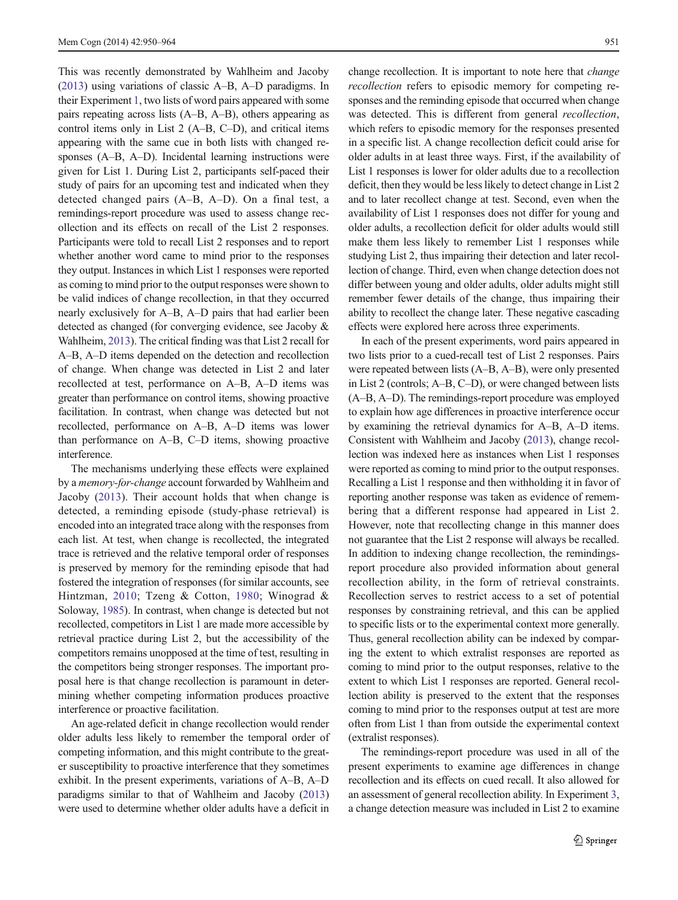This was recently demonstrated by Wahlheim and Jacoby (2013) using variations of classic A–B, A–D paradigms. In their Experiment 1, two lists of word pairs appeared with some pairs repeating across lists (A–B, A–B), others appearing as control items only in List 2 (A–B, C–D), and critical items appearing with the same cue in both lists with changed responses (A–B, A–D). Incidental learning instructions were given for List 1. During List 2, participants self-paced their study of pairs for an upcoming test and indicated when they detected changed pairs (A–B, A–D). On a final test, a remindings-report procedure was used to assess change recollection and its effects on recall of the List 2 responses. Participants were told to recall List 2 responses and to report whether another word came to mind prior to the responses they output. Instances in which List 1 responses were reported as coming to mind prior to the output responses were shown to be valid indices of change recollection, in that they occurred nearly exclusively for A–B, A–D pairs that had earlier been detected as changed (for converging evidence, see Jacoby & Wahlheim, 2013). The critical finding was that List 2 recall for A–B, A–D items depended on the detection and recollection of change. When change was detected in List 2 and later recollected at test, performance on A–B, A–D items was greater than performance on control items, showing proactive facilitation. In contrast, when change was detected but not recollected, performance on A–B, A–D items was lower than performance on A–B, C–D items, showing proactive interference.

The mechanisms underlying these effects were explained by a *memory-for-change* account forwarded by Wahlheim and Jacoby (2013). Their account holds that when change is detected, a reminding episode (study-phase retrieval) is encoded into an integrated trace along with the responses from each list. At test, when change is recollected, the integrated trace is retrieved and the relative temporal order of responses is preserved by memory for the reminding episode that had fostered the integration of responses (for similar accounts, see Hintzman, 2010; Tzeng & Cotton, 1980; Winograd & Soloway, 1985). In contrast, when change is detected but not recollected, competitors in List 1 are made more accessible by retrieval practice during List 2, but the accessibility of the competitors remains unopposed at the time of test, resulting in the competitors being stronger responses. The important proposal here is that change recollection is paramount in determining whether competing information produces proactive interference or proactive facilitation.

An age-related deficit in change recollection would render older adults less likely to remember the temporal order of competing information, and this might contribute to the greater susceptibility to proactive interference that they sometimes exhibit. In the present experiments, variations of A–B, A–D paradigms similar to that of Wahlheim and Jacoby (2013) were used to determine whether older adults have a deficit in change recollection. It is important to note here that *change recollection* refers to episodic memory for competing responses and the reminding episode that occurred when change was detected. This is different from general *recollection*, which refers to episodic memory for the responses presented in a specific list. A change recollection deficit could arise for older adults in at least three ways. First, if the availability of List 1 responses is lower for older adults due to a recollection deficit, then they would be less likely to detect change in List 2 and to later recollect change at test. Second, even when the availability of List 1 responses does not differ for young and older adults, a recollection deficit for older adults would still make them less likely to remember List 1 responses while studying List 2, thus impairing their detection and later recollection of change. Third, even when change detection does not differ between young and older adults, older adults might still remember fewer details of the change, thus impairing their ability to recollect the change later. These negative cascading effects were explored here across three experiments.

In each of the present experiments, word pairs appeared in two lists prior to a cued-recall test of List 2 responses. Pairs were repeated between lists (A–B, A–B), were only presented in List 2 (controls; A–B, C–D), or were changed between lists (A–B, A–D). The remindings-report procedure was employed to explain how age differences in proactive interference occur by examining the retrieval dynamics for A–B, A–D items. Consistent with Wahlheim and Jacoby (2013), change recollection was indexed here as instances when List 1 responses were reported as coming to mind prior to the output responses. Recalling a List 1 response and then withholding it in favor of reporting another response was taken as evidence of remembering that a different response had appeared in List 2. However, note that recollecting change in this manner does not guarantee that the List 2 response will always be recalled. In addition to indexing change recollection, the remindings-report procedure also provided information about general recollection ability, in the form of retrieval constraints. Recollection serves to restrict access to a set of potential responses by constraining retrieval, and this can be applied to specific lists or to the experimental context more generally. Thus, general recollection ability can be indexed by comparing the extent to which extralist responses are reported as coming to mind prior to the output responses, relative to the extent to which List 1 responses are reported. General recollection ability is preserved to the extent that the responses coming to mind prior to the responses output at test are more often from List 1 than from outside the experimental context (extralist responses).

The remindings-report procedure was used in all of the present experiments to examine age differences in change recollection and its effects on cued recall. It also allowed for an assessment of general recollection ability. In Experiment 3, a change detection measure was included in List 2 to examine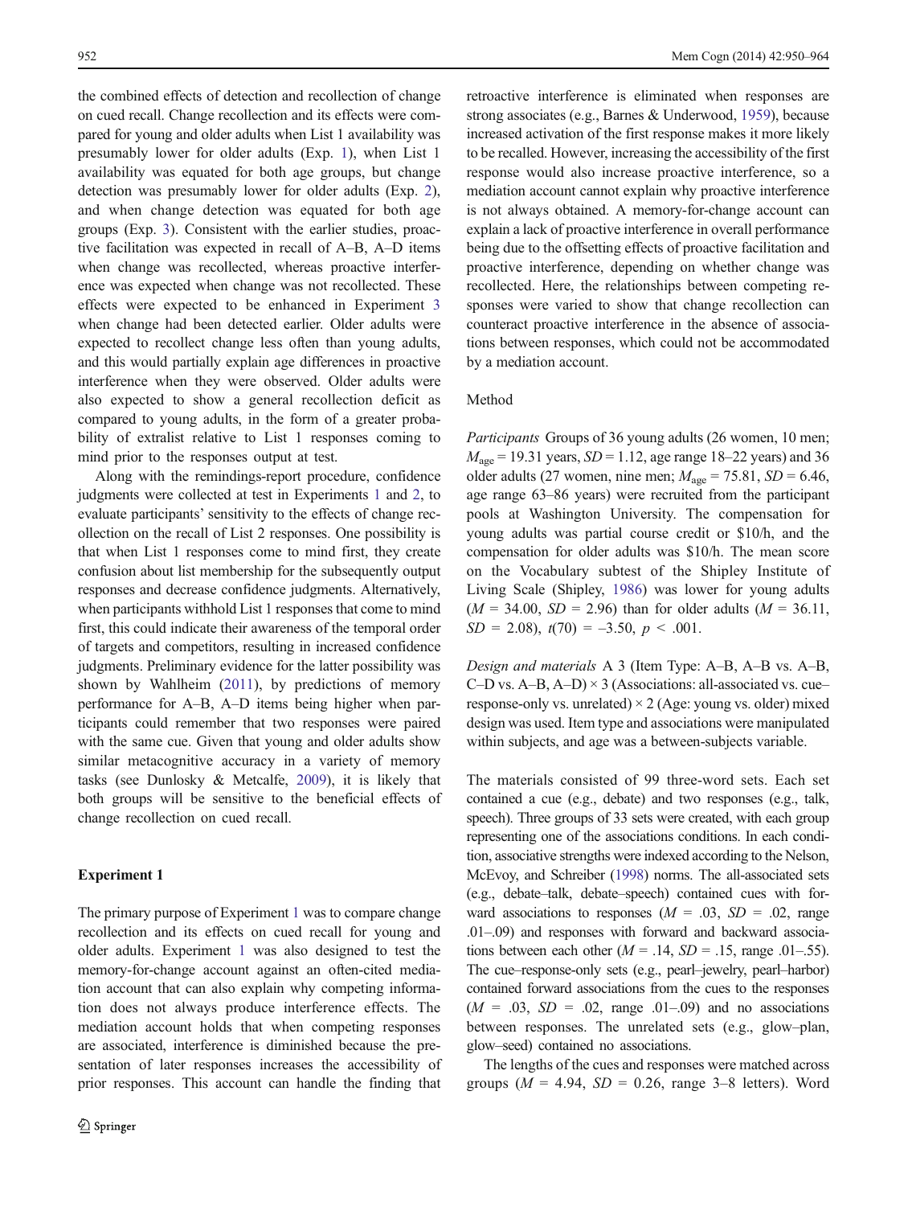the combined effects of detection and recollection of change on cued recall. Change recollection and its effects were compared for young and older adults when List 1 availability was presumably lower for older adults (Exp. 1), when List 1 availability was equated for both age groups, but change detection was presumably lower for older adults (Exp. 2), and when change detection was equated for both age groups (Exp. 3). Consistent with the earlier studies, proactive facilitation was expected in recall of A–B, A–D items when change was recollected, whereas proactive interference was expected when change was not recollected. These effects were expected to be enhanced in Experiment 3 when change had been detected earlier. Older adults were expected to recollect change less often than young adults, and this would partially explain age differences in proactive interference when they were observed. Older adults were also expected to show a general recollection deficit as compared to young adults, in the form of a greater probability of extralist relative to List 1 responses coming to mind prior to the responses output at test.

Along with the remindings-report procedure, confidence judgments were collected at test in Experiments 1 and 2, to evaluate participants' sensitivity to the effects of change recollection on the recall of List 2 responses. One possibility is that when List 1 responses come to mind first, they create confusion about list membership for the subsequently output responses and decrease confidence judgments. Alternatively, when participants withhold List 1 responses that come to mind first, this could indicate their awareness of the temporal order of targets and competitors, resulting in increased confidence judgments. Preliminary evidence for the latter possibility was shown by Wahlheim (2011), by predictions of memory performance for A–B, A–D items being higher when participants could remember that two responses were paired with the same cue. Given that young and older adults show similar metacognitive accuracy in a variety of memory tasks (see Dunlosky & Metcalfe, 2009), it is likely that both groups will be sensitive to the beneficial effects of change recollection on cued recall.

## Experiment 1

The primary purpose of Experiment 1 was to compare change recollection and its effects on cued recall for young and older adults. Experiment 1 was also designed to test the memory-for-change account against an often-cited mediation account that can also explain why competing information does not always produce interference effects. The mediation account holds that when competing responses are associated, interference is diminished because the presentation of later responses increases the accessibility of prior responses. This account can handle the finding that retroactive interference is eliminated when responses are strong associates (e.g., Barnes & Underwood, 1959), because increased activation of the first response makes it more likely to be recalled. However, increasing the accessibility of the first response would also increase proactive interference, so a mediation account cannot explain why proactive interference is not always obtained. A memory-for-change account can explain a lack of proactive interference in overall performance being due to the offsetting effects of proactive facilitation and proactive interference, depending on whether change was recollected. Here, the relationships between competing responses were varied to show that change recollection can counteract proactive interference in the absence of associations between responses, which could not be accommodated by a mediation account.

### Method

*Participants* Groups of 36 young adults (26 women, 10 men; $M_{age} = 19.31$ years, $SD = 1.12$, age range 18–22 years) and 36 older adults (27 women, nine men; $M_{age} = 75.81$, $SD = 6.46$, age range 63–86 years) were recruited from the participant pools at Washington University. The compensation for young adults was partial course credit or \$10/h, and the compensation for older adults was \$10/h. The mean score on the Vocabulary subtest of the Shipley Institute of Living Scale (Shipley, 1986) was lower for young adults ($M = 34.00$, $SD = 2.96$) than for older adults ($M = 36.11$, $SD = 2.08$), $t(70) = -3.50$, $p < .001$.

*Design and materials* A 3 (Item Type: A–B, A–B vs. A–B, C–D vs. A–B, A–D) × 3 (Associations: all-associated vs. cue–response-only vs. unrelated) × 2 (Age: young vs. older) mixed design was used. Item type and associations were manipulated within subjects, and age was a between-subjects variable.

The materials consisted of 99 three-word sets. Each set contained a cue (e.g., debate) and two responses (e.g., talk, speech). Three groups of 33 sets were created, with each group representing one of the associations conditions. In each condition, associative strengths were indexed according to the Nelson, McEvoy, and Schreiber (1998) norms. The all-associated sets (e.g., debate–talk, debate–speech) contained cues with forward associations to responses ($M = .03$, $SD = .02$, range .01–.09) and responses with forward and backward associations between each other ($M = .14$, $SD = .15$, range .01–.55). The cue–response-only sets (e.g., pearl–jewelry, pearl–harbor) contained forward associations from the cues to the responses ($M = .03$, $SD = .02$, range .01–.09) and no associations between responses. The unrelated sets (e.g., glow–plan, glow–seed) contained no associations.

The lengths of the cues and responses were matched across groups ($M = 4.94$, $SD = 0.26$, range 3–8 letters). Word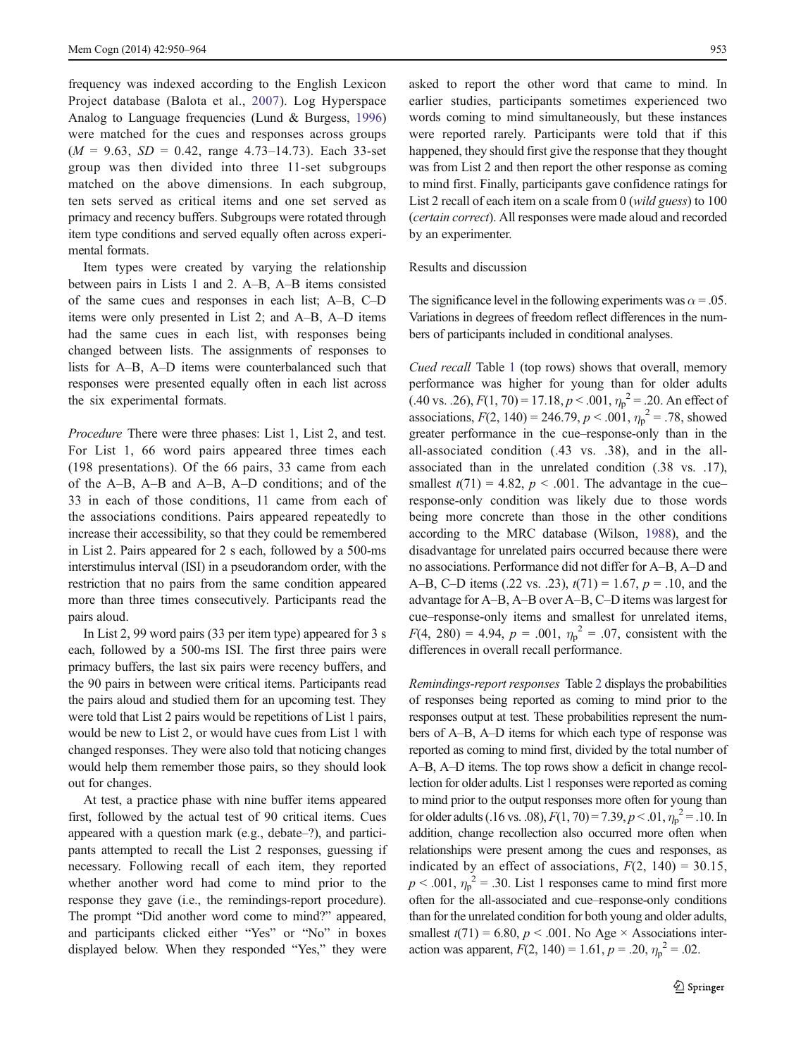frequency was indexed according to the English Lexicon Project database (Balota et al., 2007). Log Hyperspace Analog to Language frequencies (Lund & Burgess, 1996) were matched for the cues and responses across groups ($M$ = 9.63, $SD$ = 0.42, range 4.73–14.73). Each 33-set group was then divided into three 11-set subgroups matched on the above dimensions. In each subgroup, ten sets served as critical items and one set served as primacy and recency buffers. Subgroups were rotated through item type conditions and served equally often across experimental formats.

Item types were created by varying the relationship between pairs in Lists 1 and 2. A–B, A–B items consisted of the same cues and responses in each list; A–B, C–D items were only presented in List 2; and A–B, A–D items had the same cues in each list, with responses being changed between lists. The assignments of responses to lists for A–B, A–D items were counterbalanced such that responses were presented equally often in each list across the six experimental formats.

*Procedure* There were three phases: List 1, List 2, and test. For List 1, 66 word pairs appeared three times each (198 presentations). Of the 66 pairs, 33 came from each of the A–B, A–B and A–B, A–D conditions; and of the 33 in each of those conditions, 11 came from each of the associations conditions. Pairs appeared repeatedly to increase their accessibility, so that they could be remembered in List 2. Pairs appeared for 2 s each, followed by a 500-ms interstimulus interval (ISI) in a pseudorandom order, with the restriction that no pairs from the same condition appeared more than three times consecutively. Participants read the pairs aloud.

In List 2, 99 word pairs (33 per item type) appeared for 3 s each, followed by a 500-ms ISI. The first three pairs were primacy buffers, the last six pairs were recency buffers, and the 90 pairs in between were critical items. Participants read the pairs aloud and studied them for an upcoming test. They were told that List 2 pairs would be repetitions of List 1 pairs, would be new to List 2, or would have cues from List 1 with changed responses. They were also told that noticing changes would help them remember those pairs, so they should look out for changes.

At test, a practice phase with nine buffer items appeared first, followed by the actual test of 90 critical items. Cues appeared with a question mark (e.g., debate–?), and participants attempted to recall the List 2 responses, guessing if necessary. Following recall of each item, they reported whether another word had come to mind prior to the response they gave (i.e., the remindings-report procedure). The prompt "Did another word come to mind?" appeared, and participants clicked either "Yes" or "No" in boxes displayed below. When they responded "Yes," they were asked to report the other word that came to mind. In earlier studies, participants sometimes experienced two words coming to mind simultaneously, but these instances were reported rarely. Participants were told that if this happened, they should first give the response that they thought was from List 2 and then report the other response as coming to mind first. Finally, participants gave confidence ratings for List 2 recall of each item on a scale from 0 (*wild guess*) to 100 (*certain correct*). All responses were made aloud and recorded by an experimenter.

## Results and discussion

The significance level in the following experiments was $\alpha = .05$. Variations in degrees of freedom reflect differences in the numbers of participants included in conditional analyses.

*Cued recall* Table 1 (top rows) shows that overall, memory performance was higher for young than for older adults (.40 vs. .26), $F(1, 70) = 17.18$, $p < .001$, $\eta_p^2 = .20$. An effect of associations, $F(2, 140) = 246.79$, $p < .001$, $\eta_p^2 = .78$, showed greater performance in the cue–response-only than in the all-associated condition (.43 vs. .38), and in the all-associated than in the unrelated condition (.38 vs. .17), smallest $t(71) = 4.82$, $p < .001$. The advantage in the cue–response-only condition was likely due to those words being more concrete than those in the other conditions according to the MRC database (Wilson, 1988), and the disadvantage for unrelated pairs occurred because there were no associations. Performance did not differ for A–B, A–D and A–B, C–D items (.22 vs. .23), $t(71) = 1.67$, $p = .10$, and the advantage for A–B, A–B over A–B, C–D items was largest for cue–response-only items and smallest for unrelated items, $F(4, 280) = 4.94$, $p = .001$, $\eta_p^2 = .07$, consistent with the differences in overall recall performance.

*Remindings-report responses* Table 2 displays the probabilities of responses being reported as coming to mind prior to the responses output at test. These probabilities represent the numbers of A–B, A–D items for which each type of response was reported as coming to mind first, divided by the total number of A–B, A–D items. The top rows show a deficit in change recollection for older adults. List 1 responses were reported as coming to mind prior to the output responses more often for young than for older adults (.16 vs. .08), $F(1, 70) = 7.39$, $p < .01$, $\eta_p^2 = .10$. In addition, change recollection also occurred more often when relationships were present among the cues and responses, as indicated by an effect of associations, $F(2, 140) = 30.15$, $p < .001$, $\eta_p^2 = .30$. List 1 responses came to mind first more often for the all-associated and cue–response-only conditions than for the unrelated condition for both young and older adults, smallest $t(71) = 6.80$, $p < .001$. No Age × Associations interaction was apparent, $F(2, 140) = 1.61$, $p = .20$, $\eta_p^2 = .02$.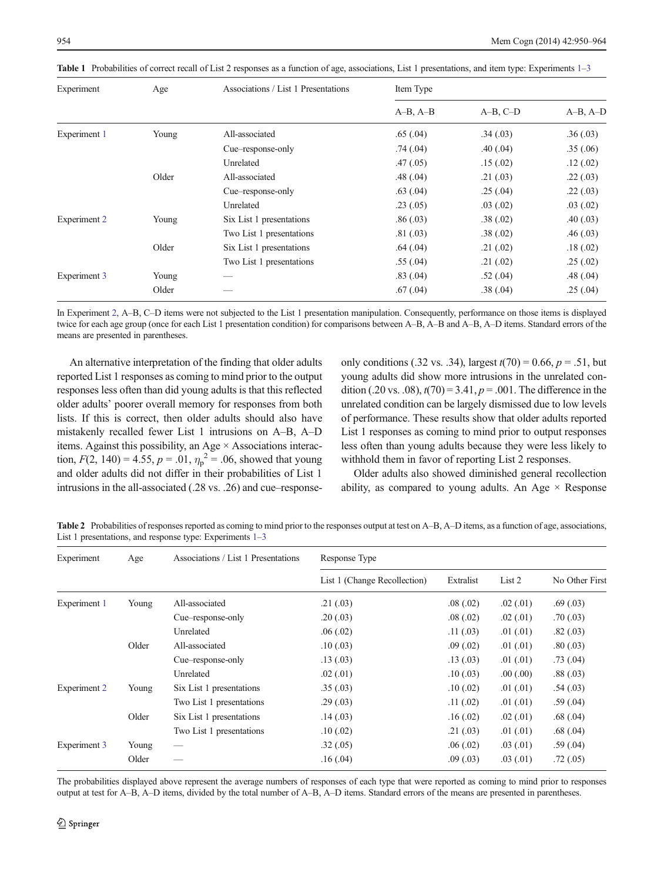**Table 1** Probabilities of correct recall of List 2 responses as a function of age, associations, List 1 presentations, and item type: Experiments 1–3

| Experiment | Age | Associations / List 1 Presentations | Item Type | | |
|---|---|---|---|---|---|
| | | | A–B, A–B | A–B, C–D | A–B, A–D |
| Experiment 1 | Young | All-associated | .65 (.04) | .34 (.03) | .36 (.03) |
| | | Cue–response-only | .74 (.04) | .40 (.04) | .35 (.06) |
| | | Unrelated | .47 (.05) | .15 (.02) | .12 (.02) |
| | Older | All-associated | .48 (.04) | .21 (.03) | .22 (.03) |
| | | Cue–response-only | .63 (.04) | .25 (.04) | .22 (.03) |
| | | Unrelated | .23 (.05) | .03 (.02) | .03 (.02) |
| Experiment 2 | Young | Six List 1 presentations | .86 (.03) | .38 (.02) | .40 (.03) |
| | | Two List 1 presentations | .81 (.03) | .38 (.02) | .46 (.03) |
| | Older | Six List 1 presentations | .64 (.04) | .21 (.02) | .18 (.02) |
| | | Two List 1 presentations | .55 (.04) | .21 (.02) | .25 (.02) |
| Experiment 3 | Young | — | .83 (.04) | .52 (.04) | .48 (.04) |
| | Older | — | .67 (.04) | .38 (.04) | .25 (.04) |

In Experiment 2, A–B, C–D items were not subjected to the List 1 presentation manipulation. Consequently, performance on those items is displayed twice for each age group (once for each List 1 presentation condition) for comparisons between A–B, A–B and A–B, A–D items. Standard errors of the means are presented in parentheses.

An alternative interpretation of the finding that older adults reported List 1 responses as coming to mind prior to the output responses less often than did young adults is that this reflected older adults' poorer overall memory for responses from both lists. If this is correct, then older adults should also have mistakenly recalled fewer List 1 intrusions on A–B, A–D items. Against this possibility, an Age × Associations interaction, $F(2, 140) = 4.55$, $p = .01$, $\eta_p^2 = .06$, showed that young and older adults did not differ in their probabilities of List 1 intrusions in the all-associated (.28 vs. .26) and cue–response-only conditions (.32 vs. .34), largest $t(70) = 0.66$, $p = .51$, but young adults did show more intrusions in the unrelated condition (.20 vs. .08), $t(70) = 3.41$, $p = .001$. The difference in the unrelated condition can be largely dismissed due to low levels of performance. These results show that older adults reported List 1 responses as coming to mind prior to output responses less often than young adults because they were less likely to withhold them in favor of reporting List 2 responses.

Older adults also showed diminished general recollection ability, as compared to young adults. An Age × Response

**Table 2** Probabilities of responses reported as coming to mind prior to the responses output at test on A–B, A–D items, as a function of age, associations, List 1 presentations, and response type: Experiments 1–3

| Experiment | Age | Associations / List 1 Presentations | Response Type | | | |
|---|---|---|---|---|---|---|
| | | | List 1 (Change Recollection) | Extralist | List 2 | No Other First |
| Experiment 1 | Young | All-associated | .21 (.03) | .08 (.02) | .02 (.01) | .69 (.03) |
| | | Cue–response-only | .20 (.03) | .08 (.02) | .02 (.01) | .70 (.03) |
| | | Unrelated | .06 (.02) | .11 (.03) | .01 (.01) | .82 (.03) |
| | Older | All-associated | .10 (.03) | .09 (.02) | .01 (.01) | .80 (.03) |
| | | Cue–response-only | .13 (.03) | .13 (.03) | .01 (.01) | .73 (.04) |
| | | Unrelated | .02 (.01) | .10 (.03) | .00 (.00) | .88 (.03) |
| Experiment 2 | Young | Six List 1 presentations | .35 (.03) | .10 (.02) | .01 (.01) | .54 (.03) |
| | | Two List 1 presentations | .29 (.03) | .11 (.02) | .01 (.01) | .59 (.04) |
| | Older | Six List 1 presentations | .14 (.03) | .16 (.02) | .02 (.01) | .68 (.04) |
| | | Two List 1 presentations | .10 (.02) | .21 (.03) | .01 (.01) | .68 (.04) |
| Experiment 3 | Young | — | .32 (.05) | .06 (.02) | .03 (.01) | .59 (.04) |
| | Older | — | .16 (.04) | .09 (.03) | .03 (.01) | .72 (.05) |

The probabilities displayed above represent the average numbers of responses of each type that were reported as coming to mind prior to responses output at test for A–B, A–D items, divided by the total number of A–B, A–D items. Standard errors of the means are presented in parentheses.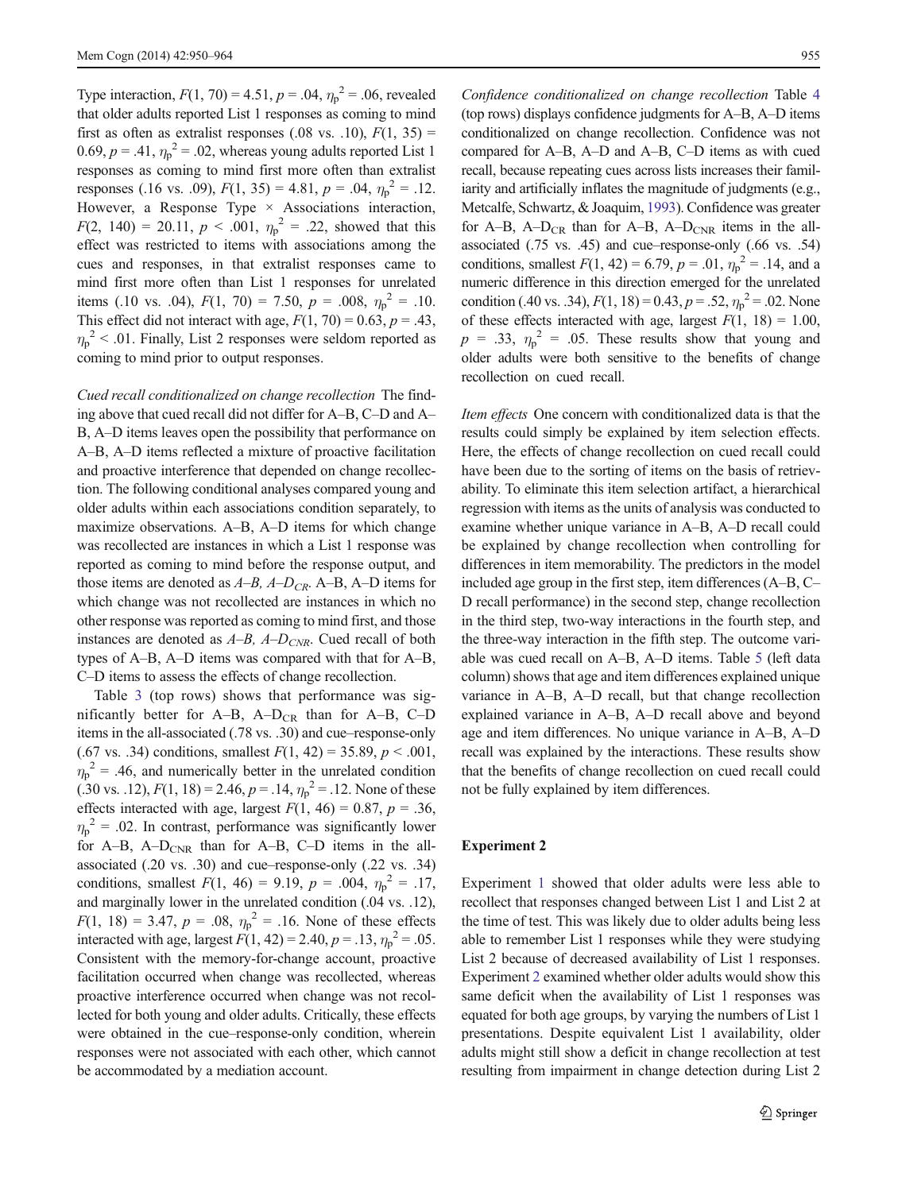Type interaction, $F(1, 70) = 4.51$, $p = .04$, $\eta_p^2 = .06$, revealed that older adults reported List 1 responses as coming to mind first as often as extralist responses (.08 vs. .10), $F(1, 35) = 0.69$, $p = .41$, $\eta_p^2 = .02$, whereas young adults reported List 1 responses as coming to mind first more often than extralist responses (.16 vs. .09), $F(1, 35) = 4.81$, $p = .04$, $\eta_p^2 = .12$. However, a Response Type × Associations interaction, $F(2, 140) = 20.11$, $p < .001$, $\eta_p^2 = .22$, showed that this effect was restricted to items with associations among the cues and responses, in that extralist responses came to mind first more often than List 1 responses for unrelated items (.10 vs. .04), $F(1, 70) = 7.50$, $p = .008$, $\eta_p^2 = .10$. This effect did not interact with age, $F(1, 70) = 0.63$, $p = .43$, $\eta_p^2 < .01$. Finally, List 2 responses were seldom reported as coming to mind prior to output responses.

*Cued recall conditionalized on change recollection* The finding above that cued recall did not differ for A–B, C–D and A–B, A–D items leaves open the possibility that performance on A–B, A–D items reflected a mixture of proactive facilitation and proactive interference that depended on change recollection. The following conditional analyses compared young and older adults within each associations condition separately, to maximize observations. A–B, A–D items for which change was recollected are instances in which a List 1 response was reported as coming to mind before the response output, and those items are denoted as *A–B, A–D*$_{CR}$. A–B, A–D items for which change was not recollected are instances in which no other response was reported as coming to mind first, and those instances are denoted as *A–B, A–D*$_{CNR}$. Cued recall of both types of A–B, A–D items was compared with that for A–B, C–D items to assess the effects of change recollection.

Table 3 (top rows) shows that performance was significantly better for A–B, A–D$_{CR}$ than for A–B, C–D items in the all-associated (.78 vs. .30) and cue–response-only (.67 vs. .34) conditions, smallest $F(1, 42) = 35.89$, $p < .001$, $\eta_p^2 = .46$, and numerically better in the unrelated condition (.30 vs. .12), $F(1, 18) = 2.46$, $p = .14$, $\eta_p^2 = .12$. None of these effects interacted with age, largest $F(1, 46) = 0.87$, $p = .36$, $\eta_p^2 = .02$. In contrast, performance was significantly lower for A–B, A–D$_{CNR}$ than for A–B, C–D items in the all-associated (.20 vs. .30) and cue–response-only (.22 vs. .34) conditions, smallest $F(1, 46) = 9.19$, $p = .004$, $\eta_p^2 = .17$, and marginally lower in the unrelated condition (.04 vs. .12), $F(1, 18) = 3.47$, $p = .08$, $\eta_p^2 = .16$. None of these effects interacted with age, largest $F(1, 42) = 2.40$, $p = .13$, $\eta_p^2 = .05$. Consistent with the memory-for-change account, proactive facilitation occurred when change was recollected, whereas proactive interference occurred when change was not recollected for both young and older adults. Critically, these effects were obtained in the cue–response-only condition, wherein responses were not associated with each other, which cannot be accommodated by a mediation account.

*Confidence conditionalized on change recollection* Table 4 (top rows) displays confidence judgments for A–B, A–D items conditionalized on change recollection. Confidence was not compared for A–B, A–D and A–B, C–D items as with cued recall, because repeating cues across lists increases their familiarity and artificially inflates the magnitude of judgments (e.g., Metcalfe, Schwartz, & Joaquim, 1993). Confidence was greater for A–B, A–D$_{CR}$ than for A–B, A–D$_{CNR}$ items in the all-associated (.75 vs. .45) and cue–response-only (.66 vs. .54) conditions, smallest $F(1, 42) = 6.79$, $p = .01$, $\eta_p^2 = .14$, and a numeric difference in this direction emerged for the unrelated condition (.40 vs. .34), $F(1, 18) = 0.43$, $p = .52$, $\eta_p^2 = .02$. None of these effects interacted with age, largest $F(1, 18) = 1.00$, $p = .33$, $\eta_p^2 = .05$. These results show that young and older adults were both sensitive to the benefits of change recollection on cued recall.

*Item effects* One concern with conditionalized data is that the results could simply be explained by item selection effects. Here, the effects of change recollection on cued recall could have been due to the sorting of items on the basis of retrievability. To eliminate this item selection artifact, a hierarchical regression with items as the units of analysis was conducted to examine whether unique variance in A–B, A–D recall could be explained by change recollection when controlling for differences in item memorability. The predictors in the model included age group in the first step, item differences (A–B, C–D recall performance) in the second step, change recollection in the third step, two-way interactions in the fourth step, and the three-way interaction in the fifth step. The outcome variable was cued recall on A–B, A–D items. Table 5 (left data column) shows that age and item differences explained unique variance in A–B, A–D recall, but that change recollection explained variance in A–B, A–D recall above and beyond age and item differences. No unique variance in A–B, A–D recall was explained by the interactions. These results show that the benefits of change recollection on cued recall could not be fully explained by item differences.

## Experiment 2

Experiment 1 showed that older adults were less able to recollect that responses changed between List 1 and List 2 at the time of test. This was likely due to older adults being less able to remember List 1 responses while they were studying List 2 because of decreased availability of List 1 responses. Experiment 2 examined whether older adults would show this same deficit when the availability of List 1 responses was equated for both age groups, by varying the numbers of List 1 presentations. Despite equivalent List 1 availability, older adults might still show a deficit in change recollection at test resulting from impairment in change detection during List 2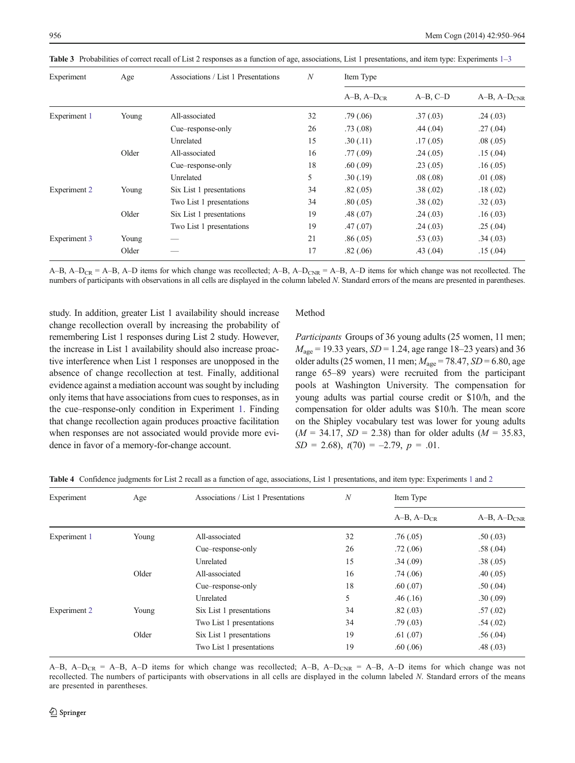**Table 3** Probabilities of correct recall of List 2 responses as a function of age, associations, List 1 presentations, and item type: Experiments 1–3

| Experiment | Age | Associations / List 1 Presentations | $N$ | Item Type | | |
|---|---|---|---|---|---|---|
| | | | | A–B, A–$D_{CR}$ | A–B, C–D | A–B, A–$D_{CNR}$ |
| Experiment 1 | Young | All-associated | 32 | .79 (.06) | .37 (.03) | .24 (.03) |
| | | Cue–response-only | 26 | .73 (.08) | .44 (.04) | .27 (.04) |
| | | Unrelated | 15 | .30 (.11) | .17 (.05) | .08 (.05) |
| | Older | All-associated | 16 | .77 (.09) | .24 (.05) | .15 (.04) |
| | | Cue–response-only | 18 | .60 (.09) | .23 (.05) | .16 (.05) |
| | | Unrelated | 5 | .30 (.19) | .08 (.08) | .01 (.08) |
| Experiment 2 | Young | Six List 1 presentations | 34 | .82 (.05) | .38 (.02) | .18 (.02) |
| | | Two List 1 presentations | 34 | .80 (.05) | .38 (.02) | .32 (.03) |
| | Older | Six List 1 presentations | 19 | .48 (.07) | .24 (.03) | .16 (.03) |
| | | Two List 1 presentations | 19 | .47 (.07) | .24 (.03) | .25 (.04) |
| Experiment 3 | Young | — | 21 | .86 (.05) | .53 (.03) | .34 (.03) |
| | Older | — | 17 | .82 (.06) | .43 (.04) | .15 (.04) |

A–B, A–$D_{CR}$ = A–B, A–D items for which change was recollected; A–B, A–$D_{CNR}$ = A–B, A–D items for which change was not recollected. The numbers of participants with observations in all cells are displayed in the column labeled N. Standard errors of the means are presented in parentheses.

study. In addition, greater List 1 availability should increase change recollection overall by increasing the probability of remembering List 1 responses during List 2 study. However, the increase in List 1 availability should also increase proactive interference when List 1 responses are unopposed in the absence of change recollection at test. Finally, additional evidence against a mediation account was sought by including only items that have associations from cues to responses, as in the cue–response-only condition in Experiment 1. Finding that change recollection again produces proactive facilitation when responses are not associated would provide more evidence in favor of a memory-for-change account.

### Method

*Participants* Groups of 36 young adults (25 women, 11 men; $M_{age}$ = 19.33 years, $SD$ = 1.24, age range 18–23 years) and 36 older adults (25 women, 11 men; $M_{age}$ = 78.47, $SD$ = 6.80, age range 65–89 years) were recruited from the participant pools at Washington University. The compensation for young adults was partial course credit or $10/h, and the compensation for older adults was $10/h. The mean score on the Shipley vocabulary test was lower for young adults ($M$ = 34.17, $SD$ = 2.38) than for older adults ($M$ = 35.83, $SD$ = 2.68), $t(70)$ = –2.79, $p$ = .01.

**Table 4** Confidence judgments for List 2 recall as a function of age, associations, List 1 presentations, and item type: Experiments 1 and 2

| Experiment | Age | Associations / List 1 Presentations | $N$ | Item Type | |
|---|---|---|---|---|---|
| | | | | A–B, A–$D_{CR}$ | A–B, A–$D_{CNR}$ |
| Experiment 1 | Young | All-associated | 32 | .76 (.05) | .50 (.03) |
| | | Cue–response-only | 26 | .72 (.06) | .58 (.04) |
| | | Unrelated | 15 | .34 (.09) | .38 (.05) |
| | Older | All-associated | 16 | .74 (.06) | .40 (.05) |
| | | Cue–response-only | 18 | .60 (.07) | .50 (.04) |
| | | Unrelated | 5 | .46 (.16) | .30 (.09) |
| Experiment 2 | Young | Six List 1 presentations | 34 | .82 (.03) | .57 (.02) |
| | | Two List 1 presentations | 34 | .79 (.03) | .54 (.02) |
| | Older | Six List 1 presentations | 19 | .61 (.07) | .56 (.04) |
| | | Two List 1 presentations | 19 | .60 (.06) | .48 (.03) |

A–B, A–$D_{CR}$ = A–B, A–D items for which change was recollected; A–B, A–$D_{CNR}$ = A–B, A–D items for which change was not recollected. The numbers of participants with observations in all cells are displayed in the column labeled N. Standard errors of the means are presented in parentheses.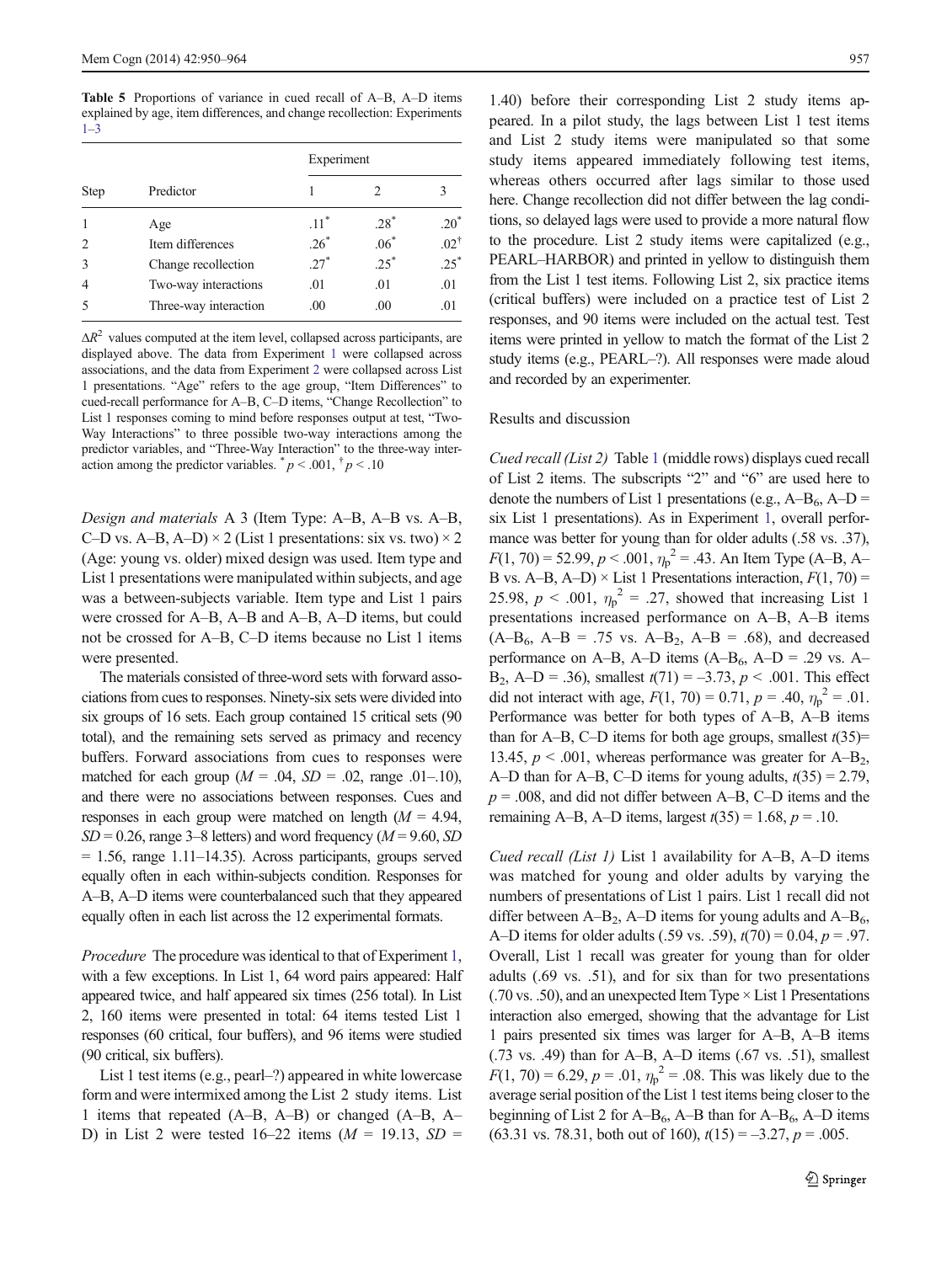**Table 5** Proportions of variance in cued recall of A–B, A–D items explained by age, item differences, and change recollection: Experiments 1–3

| Step | Predictor | Experiment | | |
|---|---|---|---|---|
| | | 1 | 2 | 3 |
| 1 | Age | .11* | .28* | .20* |
| 2 | Item differences | .26* | .06* | .02† |
| 3 | Change recollection | .27* | .25* | .25* |
| 4 | Two-way interactions | .01 | .01 | .01 |
| 5 | Three-way interaction | .00 | .00 | .01 |

$\Delta R^2$ values computed at the item level, collapsed across participants, are displayed above. The data from Experiment 1 were collapsed across associations, and the data from Experiment 2 were collapsed across List 1 presentations. "Age" refers to the age group, "Item Differences" to cued-recall performance for A–B, C–D items, "Change Recollection" to List 1 responses coming to mind before responses output at test, "Two-Way Interactions" to three possible two-way interactions among the predictor variables, and "Three-Way Interaction" to the three-way interaction among the predictor variables. * $p < .001$, † $p < .10$

*Design and materials* A 3 (Item Type: A–B, A–B vs. A–B, C–D vs. A–B, A–D) × 2 (List 1 presentations: six vs. two) × 2 (Age: young vs. older) mixed design was used. Item type and List 1 presentations were manipulated within subjects, and age was a between-subjects variable. Item type and List 1 pairs were crossed for A–B, A–B and A–B, A–D items, but could not be crossed for A–B, C–D items because no List 1 items were presented.

The materials consisted of three-word sets with forward associations from cues to responses. Ninety-six sets were divided into six groups of 16 sets. Each group contained 15 critical sets (90 total), and the remaining sets served as primacy and recency buffers. Forward associations from cues to responses were matched for each group ($M = .04$, $SD = .02$, range .01–.10), and there were no associations between responses. Cues and responses in each group were matched on length ($M = 4.94$, $SD = 0.26$, range 3–8 letters) and word frequency ($M = 9.60$, $SD = 1.56$, range 1.11–14.35). Across participants, groups served equally often in each within-subjects condition. Responses for A–B, A–D items were counterbalanced such that they appeared equally often in each list across the 12 experimental formats.

*Procedure* The procedure was identical to that of Experiment 1, with a few exceptions. In List 1, 64 word pairs appeared: Half appeared twice, and half appeared six times (256 total). In List 2, 160 items were presented in total: 64 items tested List 1 responses (60 critical, four buffers), and 96 items were studied (90 critical, six buffers).

List 1 test items (e.g., pearl–?) appeared in white lowercase form and were intermixed among the List 2 study items. List 1 items that repeated (A–B, A–B) or changed (A–B, A–D) in List 2 were tested 16–22 items ($M = 19.13$, $SD = 1.40$) before their corresponding List 2 study items appeared. In a pilot study, the lags between List 1 test items and List 2 study items were manipulated so that some study items appeared immediately following test items, whereas others occurred after lags similar to those used here. Change recollection did not differ between the lag conditions, so delayed lags were used to provide a more natural flow to the procedure. List 2 study items were capitalized (e.g., PEARL–HARBOR) and printed in yellow to distinguish them from the List 1 test items. Following List 2, six practice items (critical buffers) were included on a practice test of List 2 responses, and 90 items were included on the actual test. Test items were printed in yellow to match the format of the List 2 study items (e.g., PEARL–?). All responses were made aloud and recorded by an experimenter.

## Results and discussion

*Cued recall (List 2)* Table 1 (middle rows) displays cued recall of List 2 items. The subscripts "2" and "6" are used here to denote the numbers of List 1 presentations (e.g., A–$B_6$, A–D = six List 1 presentations). As in Experiment 1, overall performance was better for young than for older adults (.58 vs. .37), $F(1, 70) = 52.99$, $p < .001$, $\eta_p^2 = .43$. An Item Type (A–B, A–B vs. A–B, A–D) × List 1 Presentations interaction, $F(1, 70) = 25.98$, $p < .001$, $\eta_p^2 = .27$, showed that increasing List 1 presentations increased performance on A–B, A–B items (A–$B_6$, A–B = .75 vs. A–$B_2$, A–B = .68), and decreased performance on A–B, A–D items (A–$B_6$, A–D = .29 vs. A–$B_2$, A–D = .36), smallest $t(71) = -3.73$, $p < .001$. This effect did not interact with age, $F(1, 70) = 0.71$, $p = .40$, $\eta_p^2 = .01$. Performance was better for both types of A–B, A–B items than for A–B, C–D items for both age groups, smallest $t(35) = 13.45$, $p < .001$, whereas performance was greater for A–$B_2$, A–D than for A–B, C–D items for young adults, $t(35) = 2.79$, $p = .008$, and did not differ between A–B, C–D items and the remaining A–B, A–D items, largest $t(35) = 1.68$, $p = .10$.

*Cued recall (List 1)* List 1 availability for A–B, A–D items was matched for young and older adults by varying the numbers of presentations of List 1 pairs. List 1 recall did not differ between A–$B_2$, A–D items for young adults and A–$B_6$, A–D items for older adults (.59 vs. .59), $t(70) = 0.04$, $p = .97$. Overall, List 1 recall was greater for young than for older adults (.69 vs. .51), and for six than for two presentations (.70 vs. .50), and an unexpected Item Type × List 1 Presentations interaction also emerged, showing that the advantage for List 1 pairs presented six times was larger for A–B, A–B items (.73 vs. .49) than for A–B, A–D items (.67 vs. .51), smallest $F(1, 70) = 6.29$, $p = .01$, $\eta_p^2 = .08$. This was likely due to the average serial position of the List 1 test items being closer to the beginning of List 2 for A–$B_6$, A–B than for A–$B_6$, A–D items (63.31 vs. 78.31, both out of 160), $t(15) = -3.27$, $p = .005$.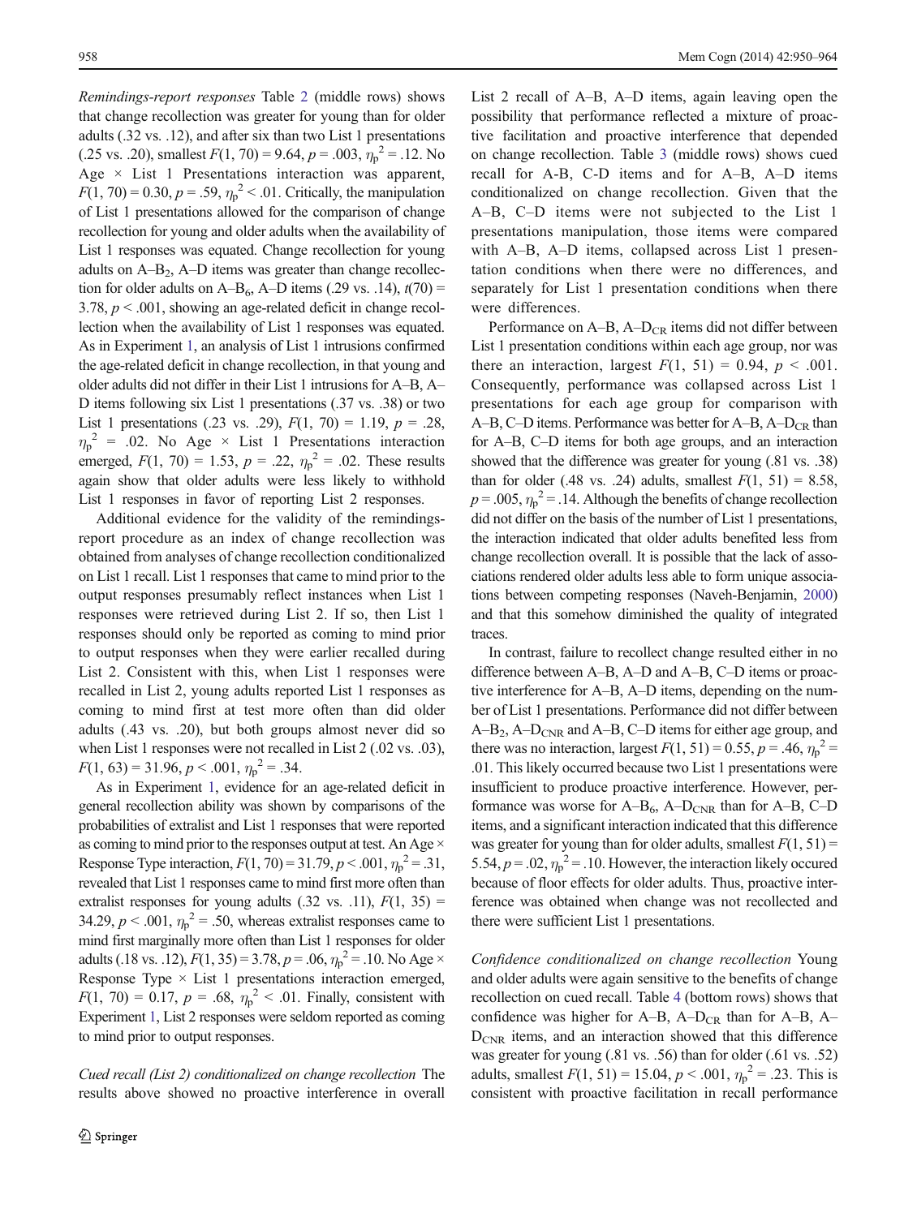*Remindings-report responses* Table 2 (middle rows) shows that change recollection was greater for young than for older adults (.32 vs. .12), and after six than two List 1 presentations (.25 vs. .20), smallest $F(1, 70) = 9.64$, $p = .003$, $\eta_p^2 = .12$. No Age × List 1 Presentations interaction was apparent, $F(1, 70) = 0.30$, $p = .59$, $\eta_p^2 < .01$. Critically, the manipulation of List 1 presentations allowed for the comparison of change recollection for young and older adults when the availability of List 1 responses was equated. Change recollection for young adults on A–$B_2$, A–D items was greater than change recollection for older adults on A–$B_6$, A–D items (.29 vs. .14), $t(70) = 3.78$, $p < .001$, showing an age-related deficit in change recollection when the availability of List 1 responses was equated. As in Experiment 1, an analysis of List 1 intrusions confirmed the age-related deficit in change recollection, in that young and older adults did not differ in their List 1 intrusions for A–B, A–D items following six List 1 presentations (.37 vs. .38) or two List 1 presentations (.23 vs. .29), $F(1, 70) = 1.19$, $p = .28$, $\eta_p^2 = .02$. No Age × List 1 Presentations interaction emerged, $F(1, 70) = 1.53$, $p = .22$, $\eta_p^2 = .02$. These results again show that older adults were less likely to withhold List 1 responses in favor of reporting List 2 responses.

Additional evidence for the validity of the remindings-report procedure as an index of change recollection was obtained from analyses of change recollection conditionalized on List 1 recall. List 1 responses that came to mind prior to the output responses presumably reflect instances when List 1 responses were retrieved during List 2. If so, then List 1 responses should only be reported as coming to mind prior to output responses when they were earlier recalled during List 2. Consistent with this, when List 1 responses were recalled in List 2, young adults reported List 1 responses as coming to mind first at test more often than did older adults (.43 vs. .20), but both groups almost never did so when List 1 responses were not recalled in List 2 (.02 vs. .03), $F(1, 63) = 31.96$, $p < .001$, $\eta_p^2 = .34$.

As in Experiment 1, evidence for an age-related deficit in general recollection ability was shown by comparisons of the probabilities of extralist and List 1 responses that were reported as coming to mind prior to the responses output at test. An Age × Response Type interaction, $F(1, 70) = 31.79$, $p < .001$, $\eta_p^2 = .31$, revealed that List 1 responses came to mind first more often than extralist responses for young adults (.32 vs. .11), $F(1, 35) = 34.29$, $p < .001$, $\eta_p^2 = .50$, whereas extralist responses came to mind first marginally more often than List 1 responses for older adults (.18 vs. .12), $F(1, 35) = 3.78$, $p = .06$, $\eta_p^2 = .10$. No Age × Response Type × List 1 presentations interaction emerged, $F(1, 70) = 0.17$, $p = .68$, $\eta_p^2 < .01$. Finally, consistent with Experiment 1, List 2 responses were seldom reported as coming to mind prior to output responses.

*Cued recall (List 2) conditionalized on change recollection* The results above showed no proactive interference in overall List 2 recall of A–B, A–D items, again leaving open the possibility that performance reflected a mixture of proactive facilitation and proactive interference that depended on change recollection. Table 3 (middle rows) shows cued recall for A-B, C-D items and for A–B, A–D items conditionalized on change recollection. Given that the A–B, C–D items were not subjected to the List 1 presentations manipulation, those items were compared with A–B, A–D items, collapsed across List 1 presentation conditions when there were no differences, and separately for List 1 presentation conditions when there were differences.

Performance on A–B, A–$D_{CR}$ items did not differ between List 1 presentation conditions within each age group, nor was there an interaction, largest $F(1, 51) = 0.94$, $p < .001$. Consequently, performance was collapsed across List 1 presentations for each age group for comparison with A–B, C–D items. Performance was better for A–B, A–$D_{CR}$ than for A–B, C–D items for both age groups, and an interaction showed that the difference was greater for young (.81 vs. .38) than for older (.48 vs. .24) adults, smallest $F(1, 51) = 8.58$, $p = .005$, $\eta_p^2 = .14$. Although the benefits of change recollection did not differ on the basis of the number of List 1 presentations, the interaction indicated that older adults benefited less from change recollection overall. It is possible that the lack of associations rendered older adults less able to form unique associations between competing responses (Naveh-Benjamin, 2000) and that this somehow diminished the quality of integrated traces.

In contrast, failure to recollect change resulted either in no difference between A–B, A–D and A–B, C–D items or proactive interference for A–B, A–D items, depending on the number of List 1 presentations. Performance did not differ between A–$B_2$, A–$D_{CNR}$ and A–B, C–D items for either age group, and there was no interaction, largest $F(1, 51) = 0.55$, $p = .46$, $\eta_p^2 = .01$. This likely occurred because two List 1 presentations were insufficient to produce proactive interference. However, performance was worse for A–$B_6$, A–$D_{CNR}$ than for A–B, C–D items, and a significant interaction indicated that this difference was greater for young than for older adults, smallest $F(1, 51) = 5.54$, $p = .02$, $\eta_p^2 = .10$. However, the interaction likely occured because of floor effects for older adults. Thus, proactive interference was obtained when change was not recollected and there were sufficient List 1 presentations.

*Confidence conditionalized on change recollection* Young and older adults were again sensitive to the benefits of change recollection on cued recall. Table 4 (bottom rows) shows that confidence was higher for A–B, A–$D_{CR}$ than for A–B, A–$D_{CNR}$ items, and an interaction showed that this difference was greater for young (.81 vs. .56) than for older (.61 vs. .52) adults, smallest $F(1, 51) = 15.04$, $p < .001$, $\eta_p^2 = .23$. This is consistent with proactive facilitation in recall performance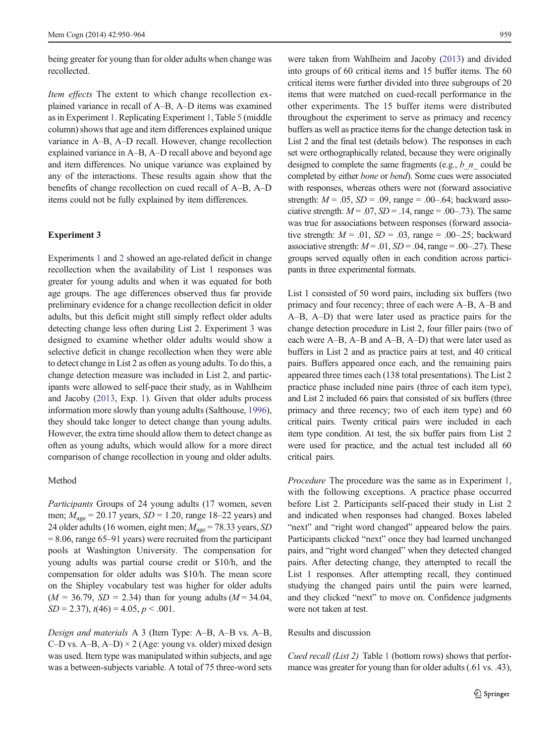being greater for young than for older adults when change was recollected.

*Item effects* The extent to which change recollection explained variance in recall of A–B, A–D items was examined as in Experiment 1. Replicating Experiment 1, Table 5 (middle column) shows that age and item differences explained unique variance in A–B, A–D recall. However, change recollection explained variance in A–B, A–D recall above and beyond age and item differences. No unique variance was explained by any of the interactions. These results again show that the benefits of change recollection on cued recall of A–B, A–D items could not be fully explained by item differences.

### Experiment 3

Experiments 1 and 2 showed an age-related deficit in change recollection when the availability of List 1 responses was greater for young adults and when it was equated for both age groups. The age differences observed thus far provide preliminary evidence for a change recollection deficit in older adults, but this deficit might still simply reflect older adults detecting change less often during List 2. Experiment 3 was designed to examine whether older adults would show a selective deficit in change recollection when they were able to detect change in List 2 as often as young adults. To do this, a change detection measure was included in List 2, and participants were allowed to self-pace their study, as in Wahlheim and Jacoby (2013, Exp. 1). Given that older adults process information more slowly than young adults (Salthouse, 1996), they should take longer to detect change than young adults. However, the extra time should allow them to detect change as often as young adults, which would allow for a more direct comparison of change recollection in young and older adults.

#### Method

*Participants* Groups of 24 young adults (17 women, seven men; $M_{age}$ = 20.17 years, $SD$ = 1.20, range 18–22 years) and 24 older adults (16 women, eight men; $M_{age}$ = 78.33 years, $SD$ = 8.06, range 65–91 years) were recruited from the participant pools at Washington University. The compensation for young adults was partial course credit or \$10/h, and the compensation for older adults was \$10/h. The mean score on the Shipley vocabulary test was higher for older adults ($M$ = 36.79, $SD$ = 2.34) than for young adults ($M$ = 34.04, $SD$ = 2.37), $t(46) = 4.05$, $p < .001$.

*Design and materials* A 3 (Item Type: A–B, A–B vs. A–B, C–D vs. A–B, A–D) × 2 (Age: young vs. older) mixed design was used. Item type was manipulated within subjects, and age was a between-subjects variable. A total of 75 three-word sets were taken from Wahlheim and Jacoby (2013) and divided into groups of 60 critical items and 15 buffer items. The 60 critical items were further divided into three subgroups of 20 items that were matched on cued-recall performance in the other experiments. The 15 buffer items were distributed throughout the experiment to serve as primacy and recency buffers as well as practice items for the change detection task in List 2 and the final test (details below). The responses in each set were orthographically related, because they were originally designed to complete the same fragments (e.g., *b_n_* could be completed by either *bone* or *bend*). Some cues were associated with responses, whereas others were not (forward associative strength: $M$ = .05, $SD$ = .09, range = .00–.64; backward associative strength: $M$ = .07, $SD$ = .14, range = .00–.73). The same was true for associations between responses (forward associative strength: $M$ = .01, $SD$ = .03, range = .00–.25; backward associative strength: $M$ = .01, $SD$ = .04, range = .00–.27). These groups served equally often in each condition across participants in three experimental formats.

List 1 consisted of 50 word pairs, including six buffers (two primacy and four recency; three of each were A–B, A–B and A–B, A–D) that were later used as practice pairs for the change detection procedure in List 2, four filler pairs (two of each were A–B, A–B and A–B, A–D) that were later used as buffers in List 2 and as practice pairs at test, and 40 critical pairs. Buffers appeared once each, and the remaining pairs appeared three times each (138 total presentations). The List 2 practice phase included nine pairs (three of each item type), and List 2 included 66 pairs that consisted of six buffers (three primacy and three recency; two of each item type) and 60 critical pairs. Twenty critical pairs were included in each item type condition. At test, the six buffer pairs from List 2 were used for practice, and the actual test included all 60 critical pairs.

*Procedure* The procedure was the same as in Experiment 1, with the following exceptions. A practice phase occurred before List 2. Participants self-paced their study in List 2 and indicated when responses had changed. Boxes labeled "next" and "right word changed" appeared below the pairs. Participants clicked "next" once they had learned unchanged pairs, and "right word changed" when they detected changed pairs. After detecting change, they attempted to recall the List 1 responses. After attempting recall, they continued studying the changed pairs until the pairs were learned, and they clicked "next" to move on. Confidence judgments were not taken at test.

#### Results and discussion

*Cued recall (List 2)* Table 1 (bottom rows) shows that performance was greater for young than for older adults (.61 vs. .43),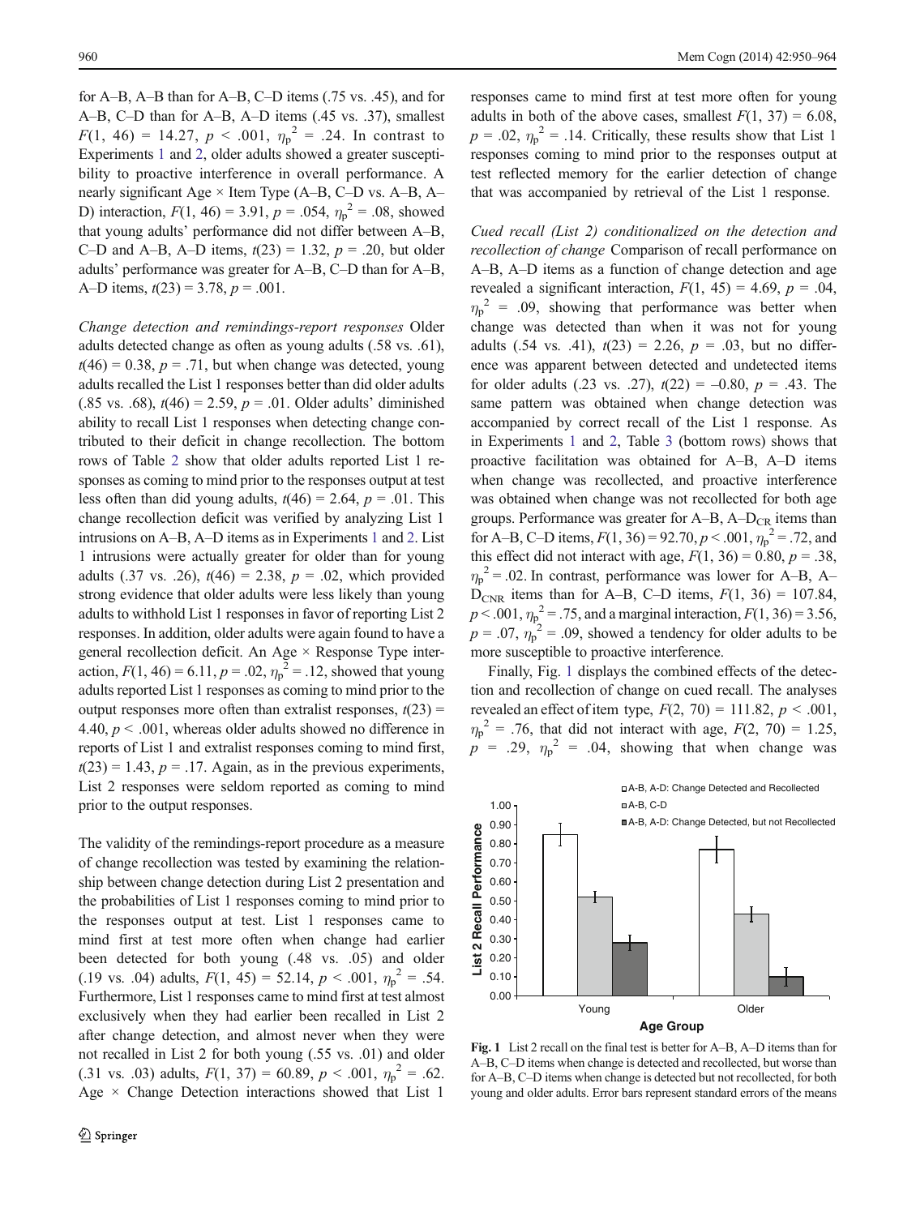for A–B, A–B than for A–B, C–D items (.75 vs. .45), and for A–B, C–D than for A–B, A–D items (.45 vs. .37), smallest $F(1, 46) = 14.27$, $p < .001$, $\eta_p^2 = .24$. In contrast to Experiments 1 and 2, older adults showed a greater susceptibility to proactive interference in overall performance. A nearly significant Age × Item Type (A–B, C–D vs. A–B, A–D) interaction, $F(1, 46) = 3.91$, $p = .054$, $\eta_p^2 = .08$, showed that young adults' performance did not differ between A–B, C–D and A–B, A–D items, $t(23) = 1.32$, $p = .20$, but older adults' performance was greater for A–B, C–D than for A–B, A–D items, $t(23) = 3.78$, $p = .001$.

*Change detection and remindings-report responses* Older adults detected change as often as young adults (.58 vs. .61), $t(46) = 0.38$, $p = .71$, but when change was detected, young adults recalled the List 1 responses better than did older adults (.85 vs. .68), $t(46) = 2.59$, $p = .01$. Older adults' diminished ability to recall List 1 responses when detecting change contributed to their deficit in change recollection. The bottom rows of Table 2 show that older adults reported List 1 responses as coming to mind prior to the responses output at test less often than did young adults, $t(46) = 2.64$, $p = .01$. This change recollection deficit was verified by analyzing List 1 intrusions on A–B, A–D items as in Experiments 1 and 2. List 1 intrusions were actually greater for older than for young adults (.37 vs. .26), $t(46) = 2.38$, $p = .02$, which provided strong evidence that older adults were less likely than young adults to withhold List 1 responses in favor of reporting List 2 responses. In addition, older adults were again found to have a general recollection deficit. An Age × Response Type interaction, $F(1, 46) = 6.11$, $p = .02$, $\eta_p^2 = .12$, showed that young adults reported List 1 responses as coming to mind prior to the output responses more often than extralist responses, $t(23) = 4.40$, $p < .001$, whereas older adults showed no difference in reports of List 1 and extralist responses coming to mind first, $t(23) = 1.43$, $p = .17$. Again, as in the previous experiments, List 2 responses were seldom reported as coming to mind prior to the output responses.

The validity of the remindings-report procedure as a measure of change recollection was tested by examining the relationship between change detection during List 2 presentation and the probabilities of List 1 responses coming to mind prior to the responses output at test. List 1 responses came to mind first at test more often when change had earlier been detected for both young (.48 vs. .05) and older (.19 vs. .04) adults, $F(1, 45) = 52.14$, $p < .001$, $\eta_p^2 = .54$. Furthermore, List 1 responses came to mind first at test almost exclusively when they had earlier been recalled in List 2 after change detection, and almost never when they were not recalled in List 2 for both young (.55 vs. .01) and older (.31 vs. .03) adults, $F(1, 37) = 60.89$, $p < .001$, $\eta_p^2 = .62$. Age × Change Detection interactions showed that List 1 responses came to mind first at test more often for young adults in both of the above cases, smallest $F(1, 37) = 6.08$, $p = .02$, $\eta_p^2 = .14$. Critically, these results show that List 1 responses coming to mind prior to the responses output at test reflected memory for the earlier detection of change that was accompanied by retrieval of the List 1 response.

*Cued recall (List 2) conditionalized on the detection and recollection of change* Comparison of recall performance on A–B, A–D items as a function of change detection and age revealed a significant interaction, $F(1, 45) = 4.69$, $p = .04$, $\eta_p^2 = .09$, showing that performance was better when change was detected than when it was not for young adults (.54 vs. .41), $t(23) = 2.26$, $p = .03$, but no difference was apparent between detected and undetected items for older adults (.23 vs. .27), $t(22) = -0.80$, $p = .43$. The same pattern was obtained when change detection was accompanied by correct recall of the List 1 response. As in Experiments 1 and 2, Table 3 (bottom rows) shows that proactive facilitation was obtained for A–B, A–D items when change was recollected, and proactive interference was obtained when change was not recollected for both age groups. Performance was greater for A–B, A–$D_{CR}$ items than for A–B, C–D items, $F(1, 36) = 92.70$, $p < .001$, $\eta_p^2 = .72$, and this effect did not interact with age, $F(1, 36) = 0.80$, $p = .38$, $\eta_p^2 = .02$. In contrast, performance was lower for A–B, A–$D_{CNR}$ items than for A–B, C–D items, $F(1, 36) = 107.84$, $p < .001$, $\eta_p^2 = .75$, and a marginal interaction, $F(1, 36) = 3.56$, $p = .07$, $\eta_p^2 = .09$, showed a tendency for older adults to be more susceptible to proactive interference.

Finally, Fig. 1 displays the combined effects of the detection and recollection of change on cued recall. The analyses revealed an effect of item type, $F(2, 70) = 111.82$, $p < .001$, $\eta_p^2 = .76$, that did not interact with age, $F(2, 70) = 1.25$, $p = .29$, $\eta_p^2 = .04$, showing that when change was

**Fig. 1** List 2 recall on the final test is better for A–B, A–D items than for A–B, C–D items when change is detected and recollected, but worse than for A–B, C–D items when change is detected but not recollected, for both young and older adults. Error bars represent standard errors of the means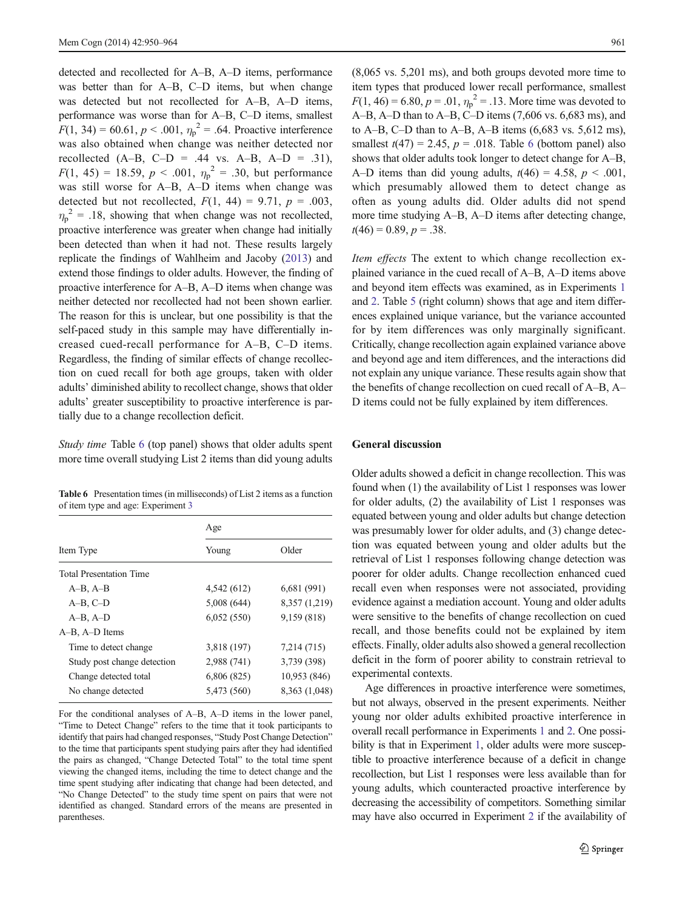detected and recollected for A–B, A–D items, performance was better than for A–B, C–D items, but when change was detected but not recollected for A–B, A–D items, performance was worse than for A–B, C–D items, smallest $F(1, 34) = 60.61$, $p < .001$, $\eta_p^2 = .64$. Proactive interference was also obtained when change was neither detected nor recollected (A–B, C–D = .44 vs. A–B, A–D = .31), $F(1, 45) = 18.59$, $p < .001$, $\eta_p^2 = .30$, but performance was still worse for A–B, A–D items when change was detected but not recollected, $F(1, 44) = 9.71$, $p = .003$, $\eta_p^2 = .18$, showing that when change was not recollected, proactive interference was greater when change had initially been detected than when it had not. These results largely replicate the findings of Wahlheim and Jacoby (2013) and extend those findings to older adults. However, the finding of proactive interference for A–B, A–D items when change was neither detected nor recollected had not been shown earlier. The reason for this is unclear, but one possibility is that the self-paced study in this sample may have differentially increased cued-recall performance for A–B, C–D items. Regardless, the finding of similar effects of change recollection on cued recall for both age groups, taken with older adults' diminished ability to recollect change, shows that older adults' greater susceptibility to proactive interference is partially due to a change recollection deficit.

*Study time* Table 6 (top panel) shows that older adults spent more time overall studying List 2 items than did young adults (8,065 vs. 5,201 ms), and both groups devoted more time to item types that produced lower recall performance, smallest $F(1, 46) = 6.80$, $p = .01$, $\eta_p^2 = .13$. More time was devoted to A–B, A–D than to A–B, C–D items (7,606 vs. 6,683 ms), and to A–B, C–D than to A–B, A–B items (6,683 vs. 5,612 ms), smallest $t(47) = 2.45$, $p = .018$. Table 6 (bottom panel) also shows that older adults took longer to detect change for A–B, A–D items than did young adults, $t(46) = 4.58$, $p < .001$, which presumably allowed them to detect change as often as young adults did. Older adults did not spend more time studying A–B, A–D items after detecting change, $t(46) = 0.89$, $p = .38$.

**Table 6** Presentation times (in milliseconds) of List 2 items as a function of item type and age: Experiment 3

| Item Type | Age | |
|---|---|---|
| | Young | Older |
| Total Presentation Time | | |
| A–B, A–B | 4,542 (612) | 6,681 (991) |
| A–B, C–D | 5,008 (644) | 8,357 (1,219) |
| A–B, A–D | 6,052 (550) | 9,159 (818) |
| A–B, A–D Items | | |
| Time to detect change | 3,818 (197) | 7,214 (715) |
| Study post change detection | 2,988 (741) | 3,739 (398) |
| Change detected total | 6,806 (825) | 10,953 (846) |
| No change detected | 5,473 (560) | 8,363 (1,048) |

For the conditional analyses of A–B, A–D items in the lower panel, "Time to Detect Change" refers to the time that it took participants to identify that pairs had changed responses, "Study Post Change Detection" to the time that participants spent studying pairs after they had identified the pairs as changed, "Change Detected Total" to the total time spent viewing the changed items, including the time to detect change and the time spent studying after indicating that change had been detected, and "No Change Detected" to the study time spent on pairs that were not identified as changed. Standard errors of the means are presented in parentheses.

*Item effects* The extent to which change recollection explained variance in the cued recall of A–B, A–D items above and beyond item effects was examined, as in Experiments 1 and 2. Table 5 (right column) shows that age and item differences explained unique variance, but the variance accounted for by item differences was only marginally significant. Critically, change recollection again explained variance above and beyond age and item differences, and the interactions did not explain any unique variance. These results again show that the benefits of change recollection on cued recall of A–B, A–D items could not be fully explained by item differences.

## General discussion

Older adults showed a deficit in change recollection. This was found when (1) the availability of List 1 responses was lower for older adults, (2) the availability of List 1 responses was equated between young and older adults but change detection was presumably lower for older adults, and (3) change detection was equated between young and older adults but the retrieval of List 1 responses following change detection was poorer for older adults. Change recollection enhanced cued recall even when responses were not associated, providing evidence against a mediation account. Young and older adults were sensitive to the benefits of change recollection on cued recall, and those benefits could not be explained by item effects. Finally, older adults also showed a general recollection deficit in the form of poorer ability to constrain retrieval to experimental contexts.

Age differences in proactive interference were sometimes, but not always, observed in the present experiments. Neither young nor older adults exhibited proactive interference in overall recall performance in Experiments 1 and 2. One possibility is that in Experiment 1, older adults were more susceptible to proactive interference because of a deficit in change recollection, but List 1 responses were less available than for young adults, which counteracted proactive interference by decreasing the accessibility of competitors. Something similar may have also occurred in Experiment 2 if the availability of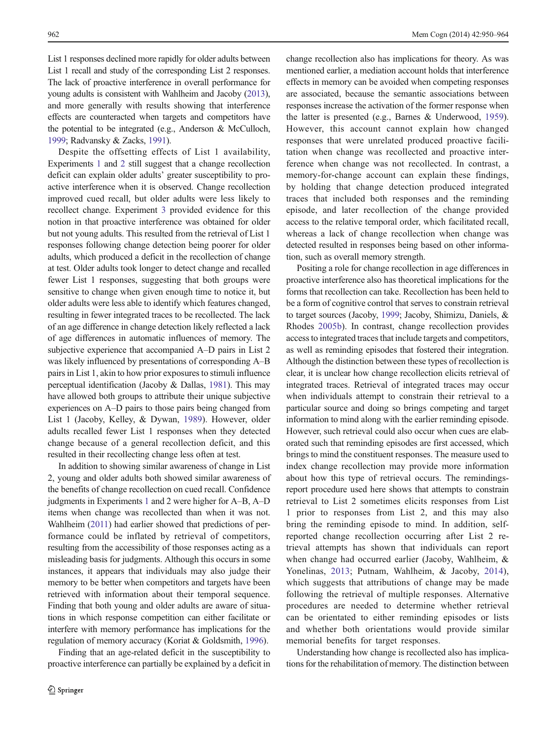List 1 responses declined more rapidly for older adults between List 1 recall and study of the corresponding List 2 responses. The lack of proactive interference in overall performance for young adults is consistent with Wahlheim and Jacoby (2013), and more generally with results showing that interference effects are counteracted when targets and competitors have the potential to be integrated (e.g., Anderson & McCulloch, 1999; Radvansky & Zacks, 1991).

Despite the offsetting effects of List 1 availability, Experiments 1 and 2 still suggest that a change recollection deficit can explain older adults' greater susceptibility to proactive interference when it is observed. Change recollection improved cued recall, but older adults were less likely to recollect change. Experiment 3 provided evidence for this notion in that proactive interference was obtained for older but not young adults. This resulted from the retrieval of List 1 responses following change detection being poorer for older adults, which produced a deficit in the recollection of change at test. Older adults took longer to detect change and recalled fewer List 1 responses, suggesting that both groups were sensitive to change when given enough time to notice it, but older adults were less able to identify which features changed, resulting in fewer integrated traces to be recollected. The lack of an age difference in change detection likely reflected a lack of age differences in automatic influences of memory. The subjective experience that accompanied A–D pairs in List 2 was likely influenced by presentations of corresponding A–B pairs in List 1, akin to how prior exposures to stimuli influence perceptual identification (Jacoby & Dallas, 1981). This may have allowed both groups to attribute their unique subjective experiences on A–D pairs to those pairs being changed from List 1 (Jacoby, Kelley, & Dywan, 1989). However, older adults recalled fewer List 1 responses when they detected change because of a general recollection deficit, and this resulted in their recollecting change less often at test.

In addition to showing similar awareness of change in List 2, young and older adults both showed similar awareness of the benefits of change recollection on cued recall. Confidence judgments in Experiments 1 and 2 were higher for A–B, A–D items when change was recollected than when it was not. Wahlheim (2011) had earlier showed that predictions of performance could be inflated by retrieval of competitors, resulting from the accessibility of those responses acting as a misleading basis for judgments. Although this occurs in some instances, it appears that individuals may also judge their memory to be better when competitors and targets have been retrieved with information about their temporal sequence. Finding that both young and older adults are aware of situations in which response competition can either facilitate or interfere with memory performance has implications for the regulation of memory accuracy (Koriat & Goldsmith, 1996).

Finding that an age-related deficit in the susceptibility to proactive interference can partially be explained by a deficit in change recollection also has implications for theory. As was mentioned earlier, a mediation account holds that interference effects in memory can be avoided when competing responses are associated, because the semantic associations between responses increase the activation of the former response when the latter is presented (e.g., Barnes & Underwood, 1959). However, this account cannot explain how changed responses that were unrelated produced proactive facilitation when change was recollected and proactive interference when change was not recollected. In contrast, a memory-for-change account can explain these findings, by holding that change detection produced integrated traces that included both responses and the reminding episode, and later recollection of the change provided access to the relative temporal order, which facilitated recall, whereas a lack of change recollection when change was detected resulted in responses being based on other information, such as overall memory strength.

Positing a role for change recollection in age differences in proactive interference also has theoretical implications for the forms that recollection can take. Recollection has been held to be a form of cognitive control that serves to constrain retrieval to target sources (Jacoby, 1999; Jacoby, Shimizu, Daniels, & Rhodes 2005b). In contrast, change recollection provides access to integrated traces that include targets and competitors, as well as reminding episodes that fostered their integration. Although the distinction between these types of recollection is clear, it is unclear how change recollection elicits retrieval of integrated traces. Retrieval of integrated traces may occur when individuals attempt to constrain their retrieval to a particular source and doing so brings competing and target information to mind along with the earlier reminding episode. However, such retrieval could also occur when cues are elaborated such that reminding episodes are first accessed, which brings to mind the constituent responses. The measure used to index change recollection may provide more information about how this type of retrieval occurs. The remindings-report procedure used here shows that attempts to constrain retrieval to List 2 sometimes elicits responses from List 1 prior to responses from List 2, and this may also bring the reminding episode to mind. In addition, self-reported change recollection occurring after List 2 retrieval attempts has shown that individuals can report when change had occurred earlier (Jacoby, Wahlheim, & Yonelinas, 2013; Putnam, Wahlheim, & Jacoby, 2014), which suggests that attributions of change may be made following the retrieval of multiple responses. Alternative procedures are needed to determine whether retrieval can be orientated to either reminding episodes or lists and whether both orientations would provide similar memorial benefits for target responses.

Understanding how change is recollected also has implications for the rehabilitation of memory. The distinction between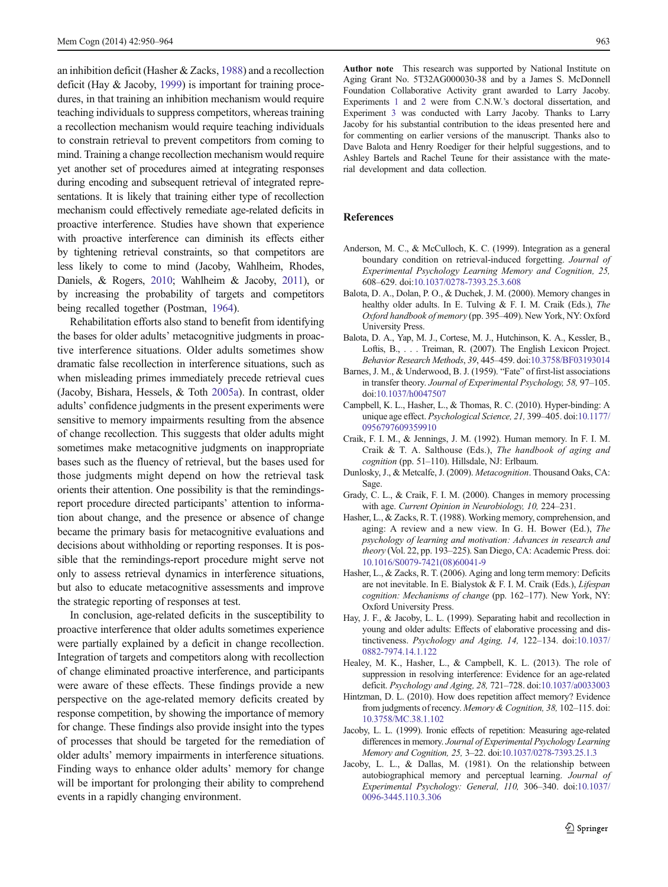an inhibition deficit (Hasher & Zacks, 1988) and a recollection deficit (Hay & Jacoby, 1999) is important for training procedures, in that training an inhibition mechanism would require teaching individuals to suppress competitors, whereas training a recollection mechanism would require teaching individuals to constrain retrieval to prevent competitors from coming to mind. Training a change recollection mechanism would require yet another set of procedures aimed at integrating responses during encoding and subsequent retrieval of integrated representations. It is likely that training either type of recollection mechanism could effectively remediate age-related deficits in proactive interference. Studies have shown that experience with proactive interference can diminish its effects either by tightening retrieval constraints, so that competitors are less likely to come to mind (Jacoby, Wahlheim, Rhodes, Daniels, & Rogers, 2010; Wahlheim & Jacoby, 2011), or by increasing the probability of targets and competitors being recalled together (Postman, 1964).

Rehabilitation efforts also stand to benefit from identifying the bases for older adults' metacognitive judgments in proactive interference situations. Older adults sometimes show dramatic false recollection in interference situations, such as when misleading primes immediately precede retrieval cues (Jacoby, Bishara, Hessels, & Toth 2005a). In contrast, older adults' confidence judgments in the present experiments were sensitive to memory impairments resulting from the absence of change recollection. This suggests that older adults might sometimes make metacognitive judgments on inappropriate bases such as the fluency of retrieval, but the bases used for those judgments might depend on how the retrieval task orients their attention. One possibility is that the remindings-report procedure directed participants' attention to information about change, and the presence or absence of change became the primary basis for metacognitive evaluations and decisions about withholding or reporting responses. It is possible that the remindings-report procedure might serve not only to assess retrieval dynamics in interference situations, but also to educate metacognitive assessments and improve the strategic reporting of responses at test.

In conclusion, age-related deficits in the susceptibility to proactive interference that older adults sometimes experience were partially explained by a deficit in change recollection. Integration of targets and competitors along with recollection of change eliminated proactive interference, and participants were aware of these effects. These findings provide a new perspective on the age-related memory deficits created by response competition, by showing the importance of memory for change. These findings also provide insight into the types of processes that should be targeted for the remediation of older adults' memory impairments in interference situations. Finding ways to enhance older adults' memory for change will be important for prolonging their ability to comprehend events in a rapidly changing environment.

**Author note** This research was supported by National Institute on Aging Grant No. 5T32AG000030-38 and by a James S. McDonnell Foundation Collaborative Activity grant awarded to Larry Jacoby. Experiments 1 and 2 were from C.N.W.'s doctoral dissertation, and Experiment 3 was conducted with Larry Jacoby. Thanks to Larry Jacoby for his substantial contribution to the ideas presented here and for commenting on earlier versions of the manuscript. Thanks also to Dave Balota and Henry Roediger for their helpful suggestions, and to Ashley Bartels and Rachel Teune for their assistance with the material development and data collection.

## References

Anderson, M. C., & McCulloch, K. C. (1999). Integration as a general boundary condition on retrieval-induced forgetting. *Journal of Experimental Psychology Learning Memory and Cognition, 25,* 608–629. doi:10.1037/0278-7393.25.3.608

Balota, D. A., Dolan, P. O., & Duchek, J. M. (2000). Memory changes in healthy older adults. In E. Tulving & F. I. M. Craik (Eds.), *The Oxford handbook of memory* (pp. 395–409). New York, NY: Oxford University Press.

Balota, D. A., Yap, M. J., Cortese, M. J., Hutchinson, K. A., Kessler, B., Loftis, B., . . . Treiman, R. (2007). The English Lexicon Project. *Behavior Research Methods, 39,* 445–459. doi:10.3758/BF03193014

Barnes, J. M., & Underwood, B. J. (1959). "Fate" of first-list associations in transfer theory. *Journal of Experimental Psychology, 58,* 97–105. doi:10.1037/h0047507

Campbell, K. L., Hasher, L., & Thomas, R. C. (2010). Hyper-binding: A unique age effect. *Psychological Science, 21,* 399–405. doi:10.1177/0956797609359910

Craik, F. I. M., & Jennings, J. M. (1992). Human memory. In F. I. M. Craik & T. A. Salthouse (Eds.), *The handbook of aging and cognition* (pp. 51–110). Hillsdale, NJ: Erlbaum.

Dunlosky, J., & Metcalfe, J. (2009). *Metacognition*. Thousand Oaks, CA: Sage.

Grady, C. L., & Craik, F. I. M. (2000). Changes in memory processing with age. *Current Opinion in Neurobiology, 10,* 224–231.

Hasher, L., & Zacks, R. T. (1988). Working memory, comprehension, and aging: A review and a new view. In G. H. Bower (Ed.), *The psychology of learning and motivation: Advances in research and theory* (Vol. 22, pp. 193–225). San Diego, CA: Academic Press. doi:10.1016/S0079-7421(08)60041-9

Hasher, L., & Zacks, R. T. (2006). Aging and long term memory: Deficits are not inevitable. In E. Bialystok & F. I. M. Craik (Eds.), *Lifespan cognition: Mechanisms of change* (pp. 162–177). New York, NY: Oxford University Press.

Hay, J. F., & Jacoby, L. L. (1999). Separating habit and recollection in young and older adults: Effects of elaborative processing and distinctiveness. *Psychology and Aging, 14,* 122–134. doi:10.1037/0882-7974.14.1.122

Healey, M. K., Hasher, L., & Campbell, K. L. (2013). The role of suppression in resolving interference: Evidence for an age-related deficit. *Psychology and Aging, 28,* 721–728. doi:10.1037/a0033003

Hintzman, D. L. (2010). How does repetition affect memory? Evidence from judgments of recency. *Memory & Cognition, 38,* 102–115. doi:10.3758/MC.38.1.102

Jacoby, L. L. (1999). Ironic effects of repetition: Measuring age-related differences in memory. *Journal of Experimental Psychology Learning Memory and Cognition, 25,* 3–22. doi:10.1037/0278-7393.25.1.3

Jacoby, L. L., & Dallas, M. (1981). On the relationship between autobiographical memory and perceptual learning. *Journal of Experimental Psychology: General, 110,* 306–340. doi:10.1037/0096-3445.110.3.306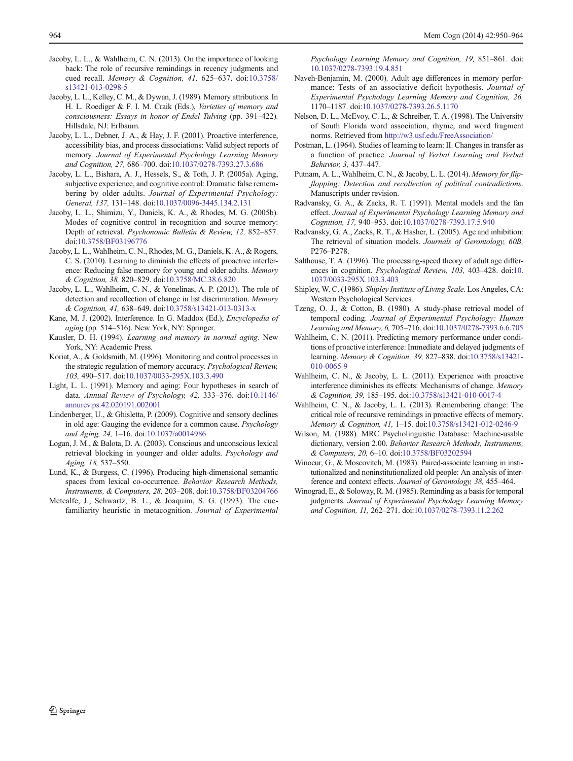Jacoby, L. L., & Wahlheim, C. N. (2013). On the importance of looking back: The role of recursive remindings in recency judgments and cued recall. *Memory & Cognition, 41,* 625–637. doi:10.3758/s13421-013-0298-5

Jacoby, L. L., Kelley, C. M., & Dywan, J. (1989). Memory attributions. In H. L. Roediger & F. I. M. Craik (Eds.), *Varieties of memory and consciousness: Essays in honor of Endel Tulving* (pp. 391–422). Hillsdale, NJ: Erlbaum.

Jacoby, L. L., Debner, J. A., & Hay, J. F. (2001). Proactive interference, accessibility bias, and process dissociations: Valid subject reports of memory. *Journal of Experimental Psychology Learning Memory and Cognition, 27,* 686–700. doi:10.1037/0278-7393.27.3.686

Jacoby, L. L., Bishara, A. J., Hessels, S., & Toth, J. P. (2005a). Aging, subjective experience, and cognitive control: Dramatic false remembering by older adults. *Journal of Experimental Psychology: General, 137,* 131–148. doi:10.1037/0096-3445.134.2.131

Jacoby, L. L., Shimizu, Y., Daniels, K. A., & Rhodes, M. G. (2005b). Modes of cognitive control in recognition and source memory: Depth of retrieval. *Psychonomic Bulletin & Review, 12,* 852–857. doi:10.3758/BF03196776

Jacoby, L. L., Wahlheim, C. N., Rhodes, M. G., Daniels, K. A., & Rogers, C. S. (2010). Learning to diminish the effects of proactive interference: Reducing false memory for young and older adults. *Memory & Cognition, 38,* 820–829. doi:10.3758/MC.38.6.820

Jacoby, L. L., Wahlheim, C. N., & Yonelinas, A. P. (2013). The role of detection and recollection of change in list discrimination. *Memory & Cognition, 41,* 638–649. doi:10.3758/s13421-013-0313-x

Kane, M. J. (2002). Interference. In G. Maddox (Ed.), *Encyclopedia of aging* (pp. 514–516). New York, NY: Springer.

Kausler, D. H. (1994). *Learning and memory in normal aging*. New York, NY: Academic Press.

Koriat, A., & Goldsmith, M. (1996). Monitoring and control processes in the strategic regulation of memory accuracy. *Psychological Review, 103,* 490–517. doi:10.1037/0033-295X.103.3.490

Light, L. L. (1991). Memory and aging: Four hypotheses in search of data. *Annual Review of Psychology, 42,* 333–376. doi:10.1146/annurev.ps.42.020191.002001

Lindenberger, U., & Ghisletta, P. (2009). Cognitive and sensory declines in old age: Gauging the evidence for a common cause. *Psychology and Aging, 24,* 1–16. doi:10.1037/a0014986

Logan, J. M., & Balota, D. A. (2003). Conscious and unconscious lexical retrieval blocking in younger and older adults. *Psychology and Aging, 18,* 537–550.

Lund, K., & Burgess, C. (1996). Producing high-dimensional semantic spaces from lexical co-occurrence. *Behavior Research Methods, Instruments, & Computers, 28,* 203–208. doi:10.3758/BF03204766

Metcalfe, J., Schwartz, B. L., & Joaquim, S. G. (1993). The cue-familiarity heuristic in metacognition. *Journal of Experimental Psychology Learning Memory and Cognition, 19,* 851–861. doi:10.1037/0278-7393.19.4.851

Naveh-Benjamin, M. (2000). Adult age differences in memory performance: Tests of an associative deficit hypothesis. *Journal of Experimental Psychology Learning Memory and Cognition, 26,* 1170–1187. doi:10.1037/0278-7393.26.5.1170

Nelson, D. L., McEvoy, C. L., & Schreiber, T. A. (1998). The University of South Florida word association, rhyme, and word fragment norms. Retrieved from http://w3.usf.edu/FreeAssociation/

Postman, L. (1964). Studies of learning to learn: II. Changes in transfer as a function of practice. *Journal of Verbal Learning and Verbal Behavior, 3,* 437–447.

Putnam, A. L., Wahlheim, C. N., & Jacoby, L. L. (2014). *Memory for flip-flopping: Detection and recollection of political contradictions*. Manuscripts under revision.

Radvansky, G. A., & Zacks, R. T. (1991). Mental models and the fan effect. *Journal of Experimental Psychology Learning Memory and Cognition, 17,* 940–953. doi:10.1037/0278-7393.17.5.940

Radvansky, G. A., Zacks, R. T., & Hasher, L. (2005). Age and inhibition: The retrieval of situation models. *Journals of Gerontology, 60B,* P276–P278.

Salthouse, T. A. (1996). The processing-speed theory of adult age differences in cognition. *Psychological Review, 103,* 403–428. doi:10.1037/0033-295X.103.3.403

Shipley, W. C. (1986). *Shipley Institute of Living Scale*. Los Angeles, CA: Western Psychological Services.

Tzeng, O. J., & Cotton, B. (1980). A study-phase retrieval model of temporal coding. *Journal of Experimental Psychology: Human Learning and Memory, 6,* 705–716. doi:10.1037/0278-7393.6.6.705

Wahlheim, C. N. (2011). Predicting memory performance under conditions of proactive interference: Immediate and delayed judgments of learning. *Memory & Cognition, 39,* 827–838. doi:10.3758/s13421-010-0065-9

Wahlheim, C. N., & Jacoby, L. L. (2011). Experience with proactive interference diminishes its effects: Mechanisms of change. *Memory & Cognition, 39,* 185–195. doi:10.3758/s13421-010-0017-4

Wahlheim, C. N., & Jacoby, L. L. (2013). Remembering change: The critical role of recursive remindings in proactive effects of memory. *Memory & Cognition, 41,* 1–15. doi:10.3758/s13421-012-0246-9

Wilson, M. (1988). MRC Psycholinguistic Database: Machine-usable dictionary, version 2.00. *Behavior Research Methods, Instruments, & Computers, 20,* 6–10. doi:10.3758/BF03202594

Winocur, G., & Moscovitch, M. (1983). Paired-associate learning in institutionalized and noninstitutionalized old people: An analysis of interference and context effects. *Journal of Gerontology, 38,* 455–464.

Winograd, E., & Soloway, R. M. (1985). Reminding as a basis for temporal judgments. *Journal of Experimental Psychology Learning Memory and Cognition, 11,* 262–271. doi:10.1037/0278-7393.11.2.262